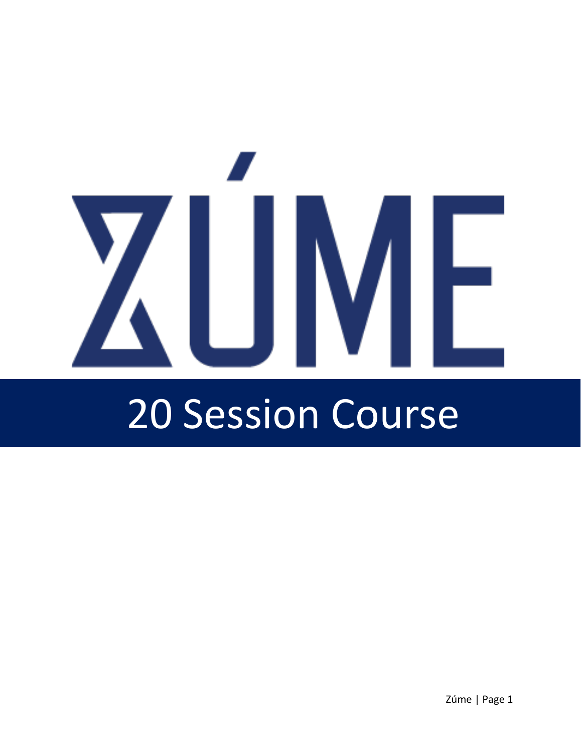# ZÚME

## 20 Session Course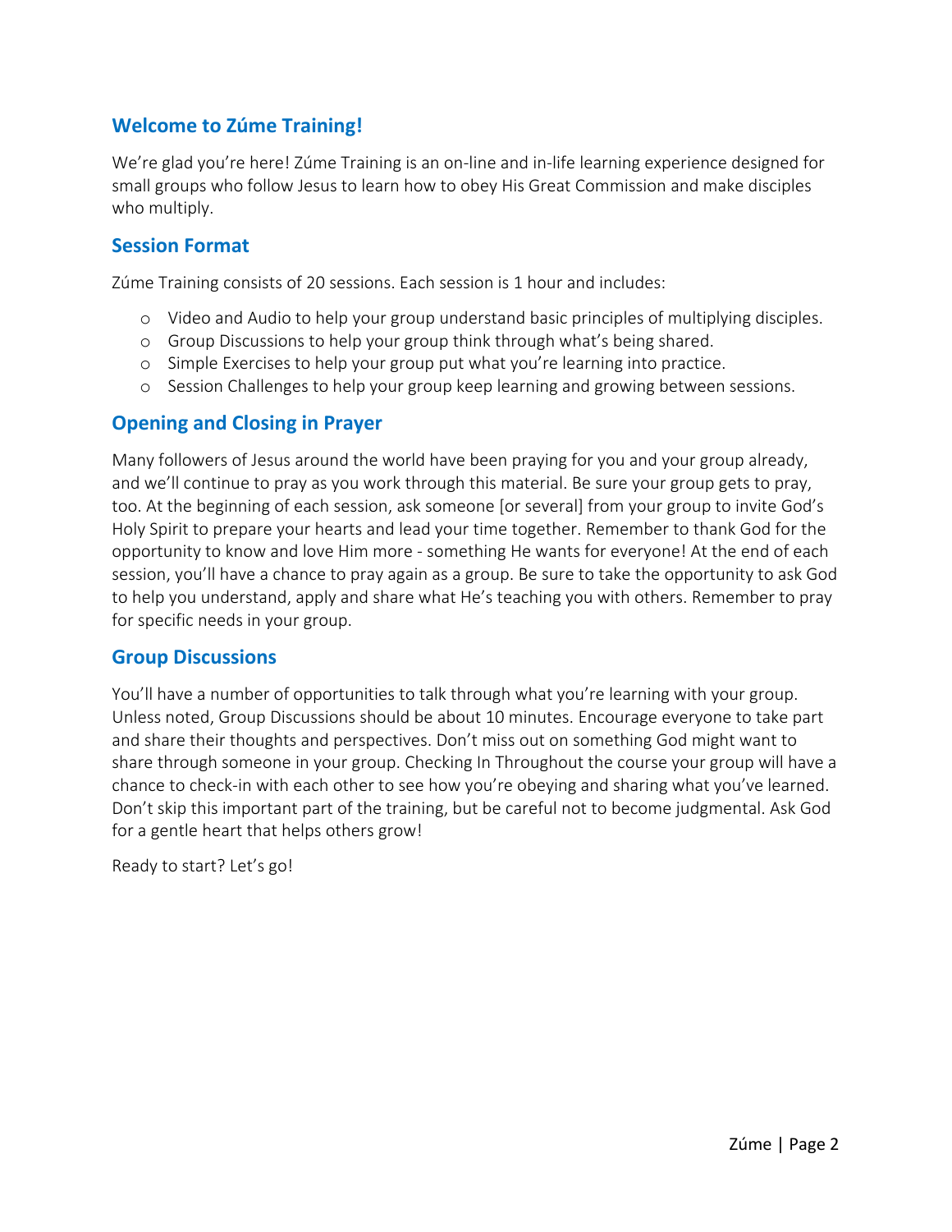## Welcome to Zúme Training!

We're glad you're here! Zúme Training is an on-line and in-life learning experience designed for small groups who follow Jesus to learn how to obey His Great Commission and make disciples who multiply.

### Session Format

Zúme Training consists of 20 sessions. Each session is 1 hour and includes:

- Video and Audio to help your group understand basic principles of multiplying disciples.
- Group Discussions to help your group think through what's being shared.
- Simple Exercises to help your group put what you're learning into practice.
- Session Challenges to help your group keep learning and growing between sessions.

### Opening and Closing in Prayer

Many followers of Jesus around the world have been praying for you and your group already, and we'll continue to pray as you work through this material. Be sure your group gets to pray, too. At the beginning of each session, ask someone [or several] from your group to invite God's Holy Spirit to prepare your hearts and lead your time together. Remember to thank God for the opportunity to know and love Him more - something He wants for everyone! At the end of each session, you'll have a chance to pray again as a group. Be sure to take the opportunity to ask God to help you understand, apply and share what He's teaching you with others. Remember to pray for specific needs in your group.

### Group Discussions

You'll have a number of opportunities to talk through what you're learning with your group. Unless noted, Group Discussions should be about 10 minutes. Encourage everyone to take part and share their thoughts and perspectives. Don't miss out on something God might want to share through someone in your group. Checking In Throughout the course your group will have a chance to check-in with each other to see how you're obeying and sharing what you've learned. Don't skip this important part of the training, but be careful not to become judgmental. Ask God for a gentle heart that helps others grow!

Ready to start? Let's go!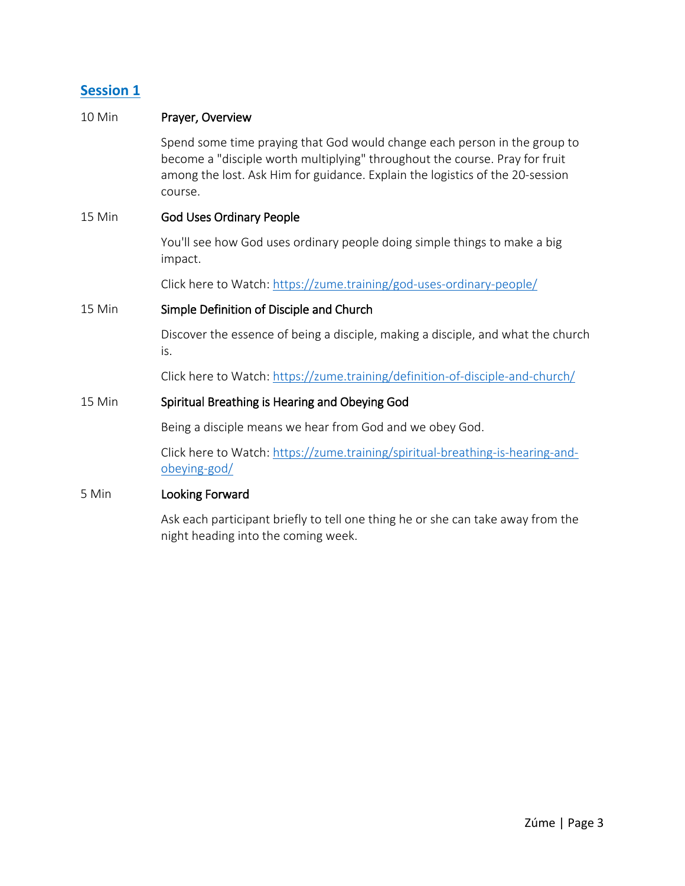## Session 1

10 Min **Prayer, Overview**

Spend some time praying that God would change each person in the group to become a "disciple worth multiplying" throughout the course. Pray for fruit among the lost. Ask Him for guidance. Explain the logistics of the 20-session course.

15 Min **God Uses Ordinary People**

You'll see how God uses ordinary people doing simple things to make a big impact.

Click here to Watch: https://zume.training/god-uses-ordinary-people/

15 Min **Simple Definition of Disciple and Church**

Discover the essence of being a disciple, making a disciple, and what the church is.

Click here to Watch: https://zume.training/definition-of-disciple-and-church/

15 Min **Spiritual Breathing is Hearing and Obeying God**

Being a disciple means we hear from God and we obey God.

Click here to Watch: https://zume.training/spiritual-breathing-is-hearing-and-obeying-god/

5 Min **Looking Forward**

Ask each participant briefly to tell one thing he or she can take away from the night heading into the coming week.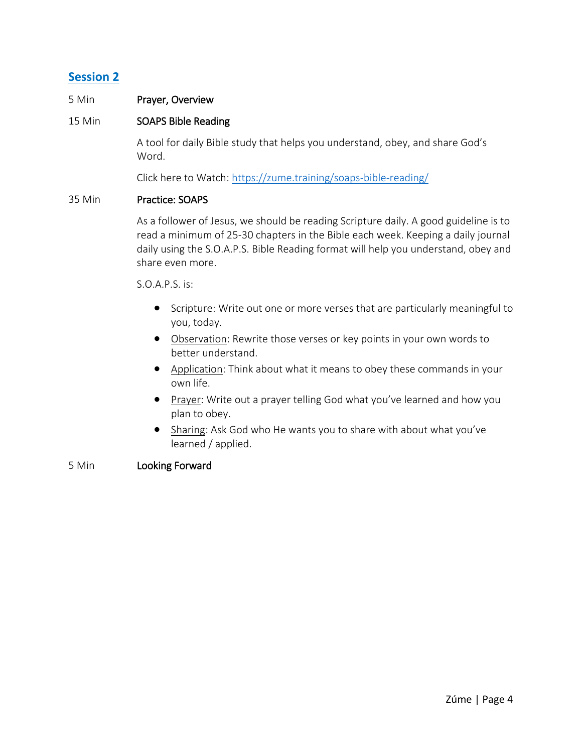## Session 2

5 Min **Prayer, Overview**

15 Min **SOAPS Bible Reading**

A tool for daily Bible study that helps you understand, obey, and share God's Word.

Click here to Watch: [https://zume.training/soaps-bible-reading/](https://zume.training/soaps-bible-reading/)

35 Min **Practice: SOAPS**

As a follower of Jesus, we should be reading Scripture daily. A good guideline is to read a minimum of 25-30 chapters in the Bible each week. Keeping a daily journal daily using the S.O.A.P.S. Bible Reading format will help you understand, obey and share even more.

S.O.A.P.S. is:

- Scripture: Write out one or more verses that are particularly meaningful to you, today.
- Observation: Rewrite those verses or key points in your own words to better understand.
- Application: Think about what it means to obey these commands in your own life.
- Prayer: Write out a prayer telling God what you've learned and how you plan to obey.
- Sharing: Ask God who He wants you to share with about what you've learned / applied.

5 Min **Looking Forward**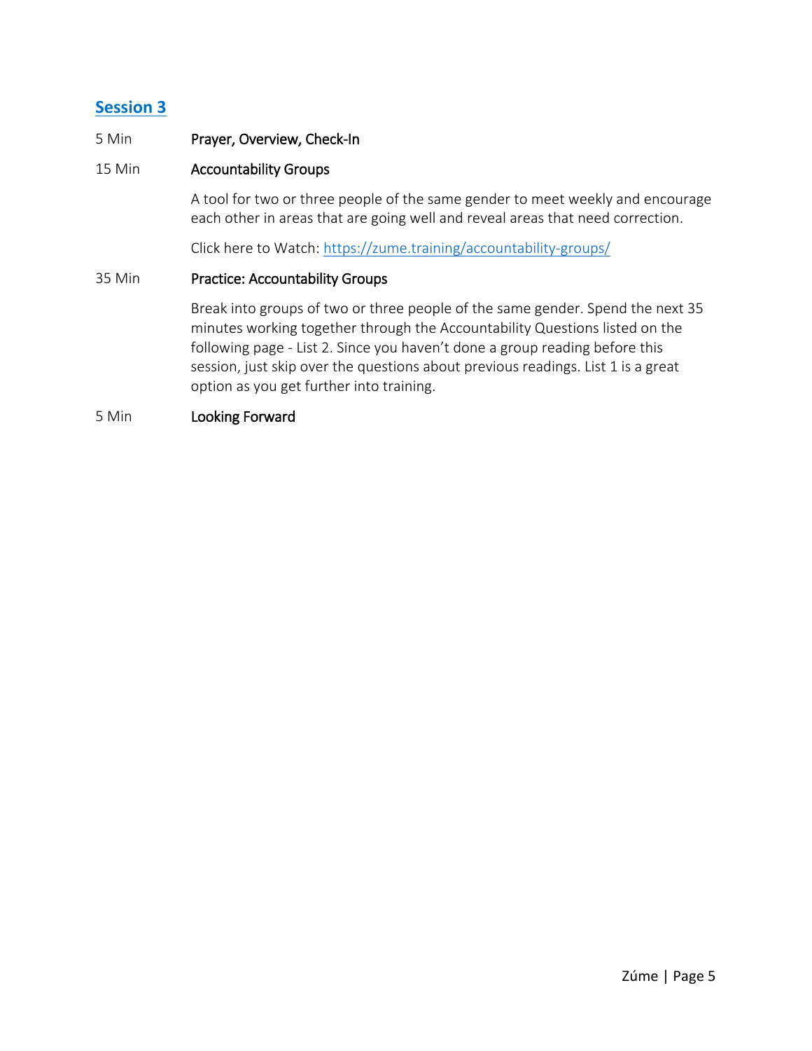## Session 3

5 Min **Prayer, Overview, Check-In**

15 Min **Accountability Groups**

A tool for two or three people of the same gender to meet weekly and encourage each other in areas that are going well and reveal areas that need correction.

Click here to Watch: [https://zume.training/accountability-groups/](https://zume.training/accountability-groups/)

35 Min **Practice: Accountability Groups**

Break into groups of two or three people of the same gender. Spend the next 35 minutes working together through the Accountability Questions listed on the following page - List 2. Since you haven't done a group reading before this session, just skip over the questions about previous readings. List 1 is a great option as you get further into training.

5 Min **Looking Forward**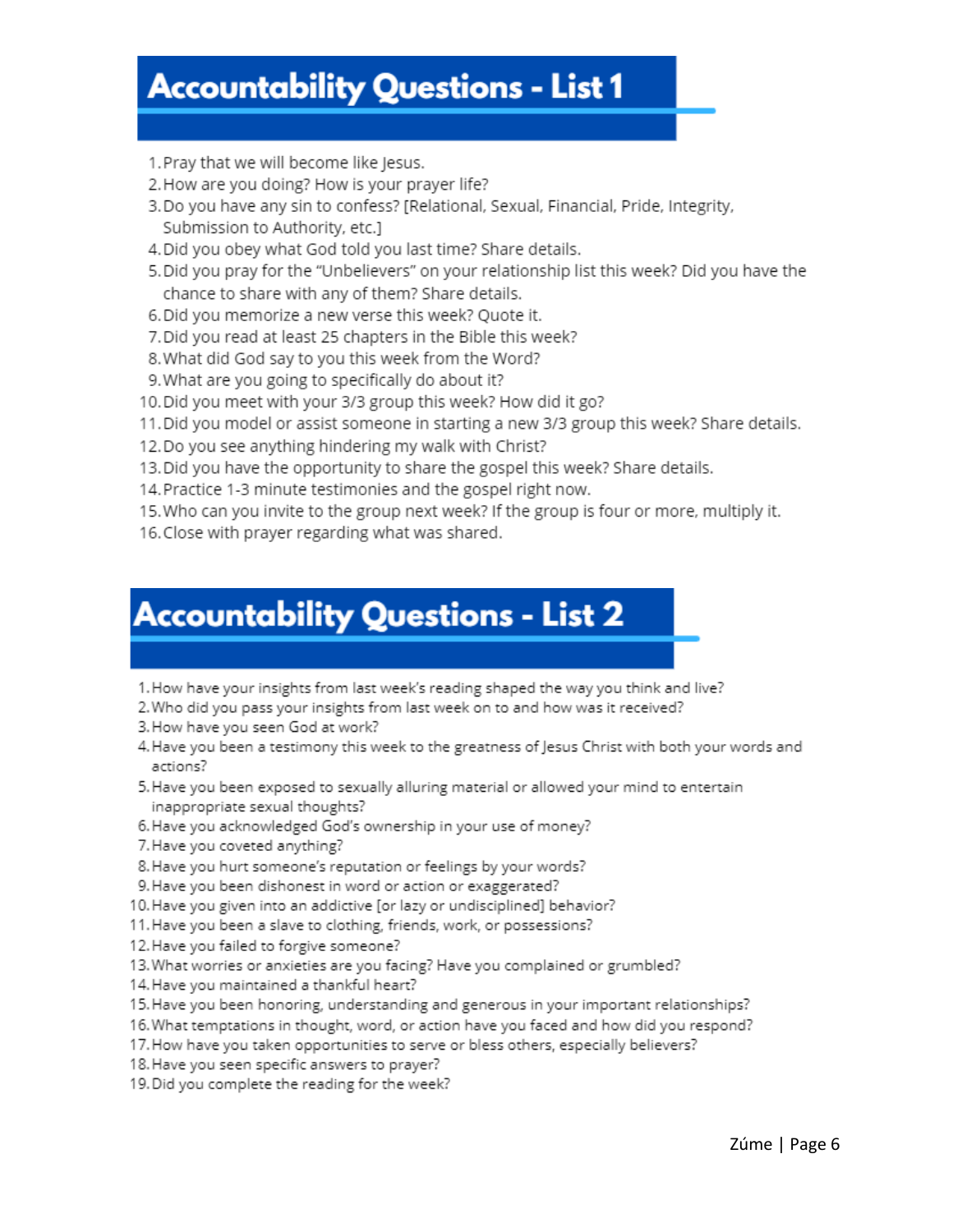# Accountability Questions - List 1

1. Pray that we will become like Jesus.
2. How are you doing? How is your prayer life?
3. Do you have any sin to confess? [Relational, Sexual, Financial, Pride, Integrity, Submission to Authority, etc.]
4. Did you obey what God told you last time? Share details.
5. Did you pray for the "Unbelievers" on your relationship list this week? Did you have the chance to share with any of them? Share details.
6. Did you memorize a new verse this week? Quote it.
7. Did you read at least 25 chapters in the Bible this week?
8. What did God say to you this week from the Word?
9. What are you going to specifically do about it?
10. Did you meet with your 3/3 group this week? How did it go?
11. Did you model or assist someone in starting a new 3/3 group this week? Share details.
12. Do you see anything hindering my walk with Christ?
13. Did you have the opportunity to share the gospel this week? Share details.
14. Practice 1-3 minute testimonies and the gospel right now.
15. Who can you invite to the group next week? If the group is four or more, multiply it.
16. Close with prayer regarding what was shared.

# Accountability Questions - List 2

1. How have your insights from last week's reading shaped the way you think and live?
2. Who did you pass your insights from last week on to and how was it received?
3. How have you seen God at work?
4. Have you been a testimony this week to the greatness of Jesus Christ with both your words and actions?
5. Have you been exposed to sexually alluring material or allowed your mind to entertain inappropriate sexual thoughts?
6. Have you acknowledged God's ownership in your use of money?
7. Have you coveted anything?
8. Have you hurt someone's reputation or feelings by your words?
9. Have you been dishonest in word or action or exaggerated?
10. Have you given into an addictive [or lazy or undisciplined] behavior?
11. Have you been a slave to clothing, friends, work, or possessions?
12. Have you failed to forgive someone?
13. What worries or anxieties are you facing? Have you complained or grumbled?
14. Have you maintained a thankful heart?
15. Have you been honoring, understanding and generous in your important relationships?
16. What temptations in thought, word, or action have you faced and how did you respond?
17. How have you taken opportunities to serve or bless others, especially believers?
18. Have you seen specific answers to prayer?
19. Did you complete the reading for the week?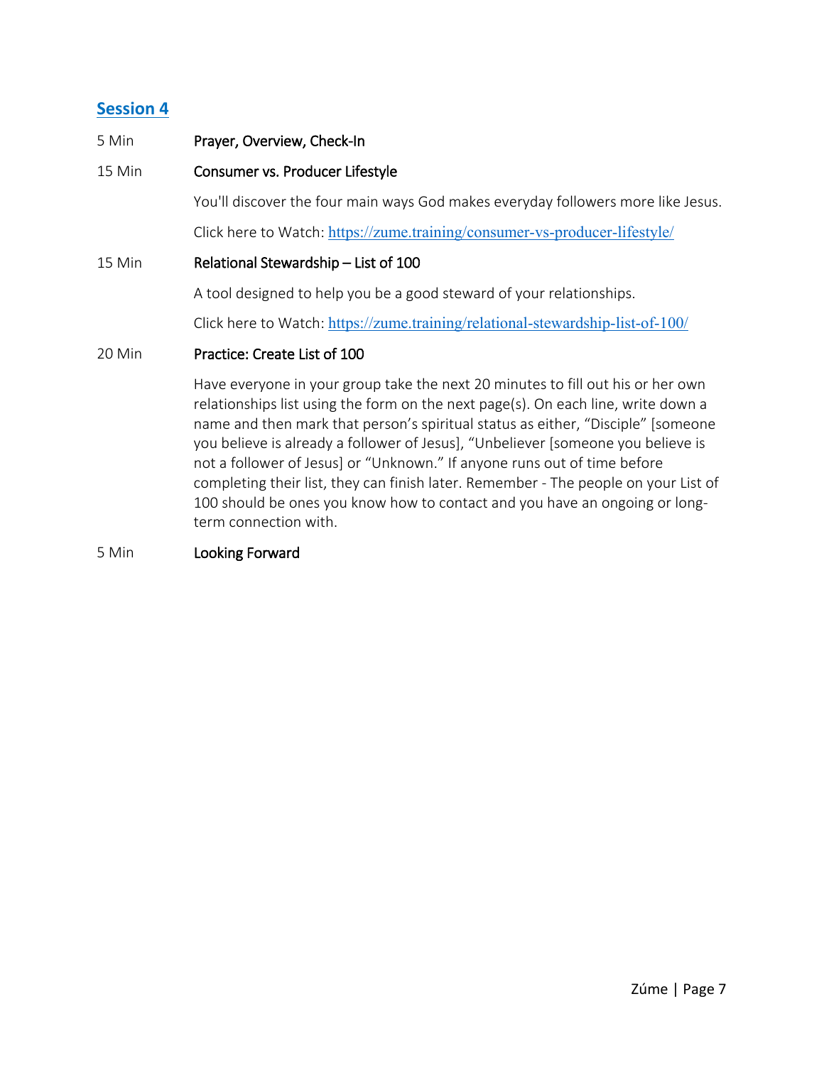## Session 4

5 Min **Prayer, Overview, Check-In**

15 Min **Consumer vs. Producer Lifestyle**

You'll discover the four main ways God makes everyday followers more like Jesus.

Click here to Watch: https://zume.training/consumer-vs-producer-lifestyle/

15 Min **Relational Stewardship – List of 100**

A tool designed to help you be a good steward of your relationships.

Click here to Watch: https://zume.training/relational-stewardship-list-of-100/

20 Min **Practice: Create List of 100**

Have everyone in your group take the next 20 minutes to fill out his or her own relationships list using the form on the next page(s). On each line, write down a name and then mark that person's spiritual status as either, "Disciple" [someone you believe is already a follower of Jesus], "Unbeliever [someone you believe is not a follower of Jesus] or "Unknown." If anyone runs out of time before completing their list, they can finish later. Remember - The people on your List of 100 should be ones you know how to contact and you have an ongoing or long-term connection with.

5 Min **Looking Forward**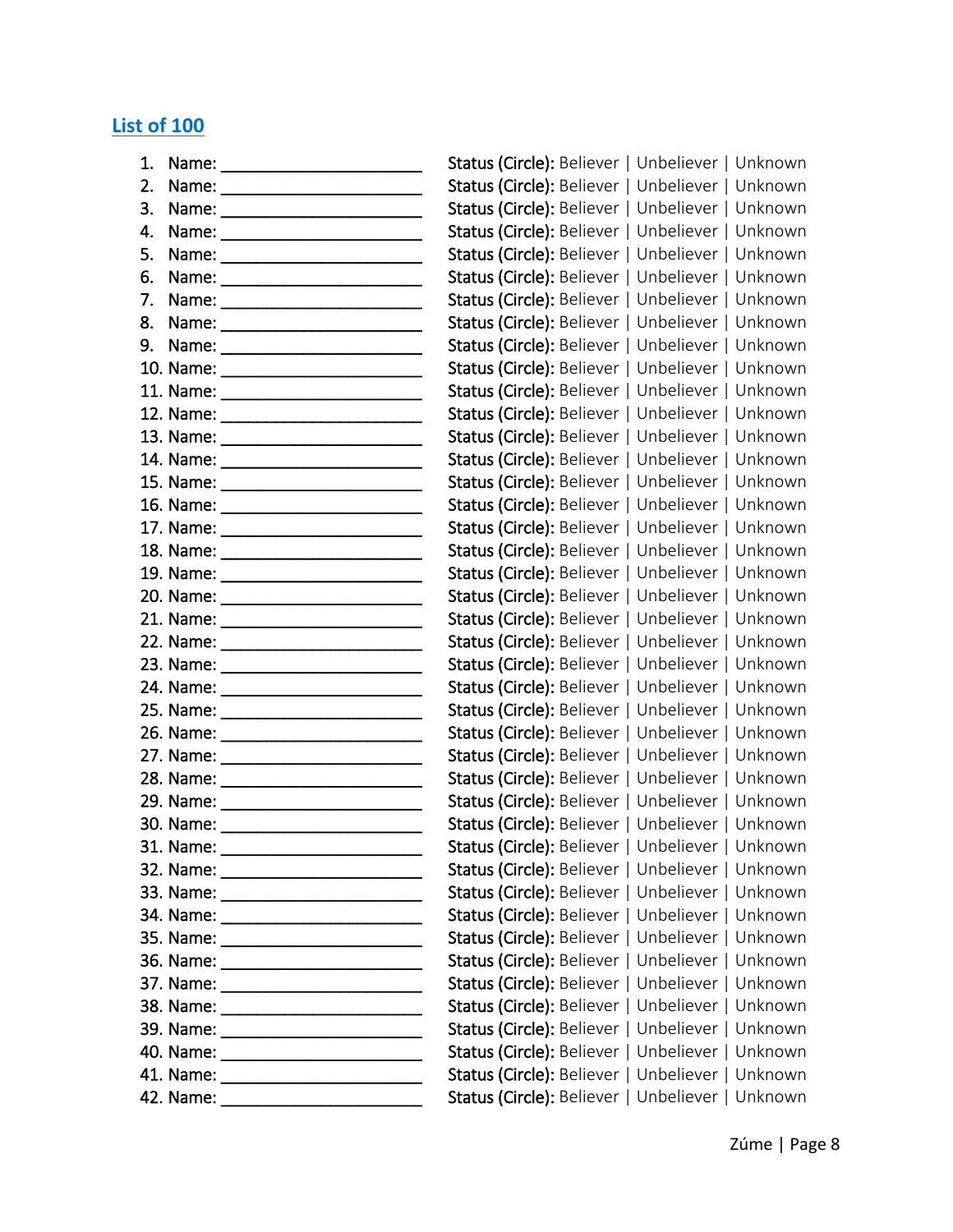## List of 100

1. Name: ______________________ Status (Circle): Believer | Unbeliever | Unknown
2. Name: ______________________ Status (Circle): Believer | Unbeliever | Unknown
3. Name: ______________________ Status (Circle): Believer | Unbeliever | Unknown
4. Name: ______________________ Status (Circle): Believer | Unbeliever | Unknown
5. Name: ______________________ Status (Circle): Believer | Unbeliever | Unknown
6. Name: ______________________ Status (Circle): Believer | Unbeliever | Unknown
7. Name: ______________________ Status (Circle): Believer | Unbeliever | Unknown
8. Name: ______________________ Status (Circle): Believer | Unbeliever | Unknown
9. Name: ______________________ Status (Circle): Believer | Unbeliever | Unknown
10. Name: ______________________ Status (Circle): Believer | Unbeliever | Unknown
11. Name: ______________________ Status (Circle): Believer | Unbeliever | Unknown
12. Name: ______________________ Status (Circle): Believer | Unbeliever | Unknown
13. Name: ______________________ Status (Circle): Believer | Unbeliever | Unknown
14. Name: ______________________ Status (Circle): Believer | Unbeliever | Unknown
15. Name: ______________________ Status (Circle): Believer | Unbeliever | Unknown
16. Name: ______________________ Status (Circle): Believer | Unbeliever | Unknown
17. Name: ______________________ Status (Circle): Believer | Unbeliever | Unknown
18. Name: ______________________ Status (Circle): Believer | Unbeliever | Unknown
19. Name: ______________________ Status (Circle): Believer | Unbeliever | Unknown
20. Name: ______________________ Status (Circle): Believer | Unbeliever | Unknown
21. Name: ______________________ Status (Circle): Believer | Unbeliever | Unknown
22. Name: ______________________ Status (Circle): Believer | Unbeliever | Unknown
23. Name: ______________________ Status (Circle): Believer | Unbeliever | Unknown
24. Name: ______________________ Status (Circle): Believer | Unbeliever | Unknown
25. Name: ______________________ Status (Circle): Believer | Unbeliever | Unknown
26. Name: ______________________ Status (Circle): Believer | Unbeliever | Unknown
27. Name: ______________________ Status (Circle): Believer | Unbeliever | Unknown
28. Name: ______________________ Status (Circle): Believer | Unbeliever | Unknown
29. Name: ______________________ Status (Circle): Believer | Unbeliever | Unknown
30. Name: ______________________ Status (Circle): Believer | Unbeliever | Unknown
31. Name: ______________________ Status (Circle): Believer | Unbeliever | Unknown
32. Name: ______________________ Status (Circle): Believer | Unbeliever | Unknown
33. Name: ______________________ Status (Circle): Believer | Unbeliever | Unknown
34. Name: ______________________ Status (Circle): Believer | Unbeliever | Unknown
35. Name: ______________________ Status (Circle): Believer | Unbeliever | Unknown
36. Name: ______________________ Status (Circle): Believer | Unbeliever | Unknown
37. Name: ______________________ Status (Circle): Believer | Unbeliever | Unknown
38. Name: ______________________ Status (Circle): Believer | Unbeliever | Unknown
39. Name: ______________________ Status (Circle): Believer | Unbeliever | Unknown
40. Name: ______________________ Status (Circle): Believer | Unbeliever | Unknown
41. Name: ______________________ Status (Circle): Believer | Unbeliever | Unknown
42. Name: ______________________ Status (Circle): Believer | Unbeliever | Unknown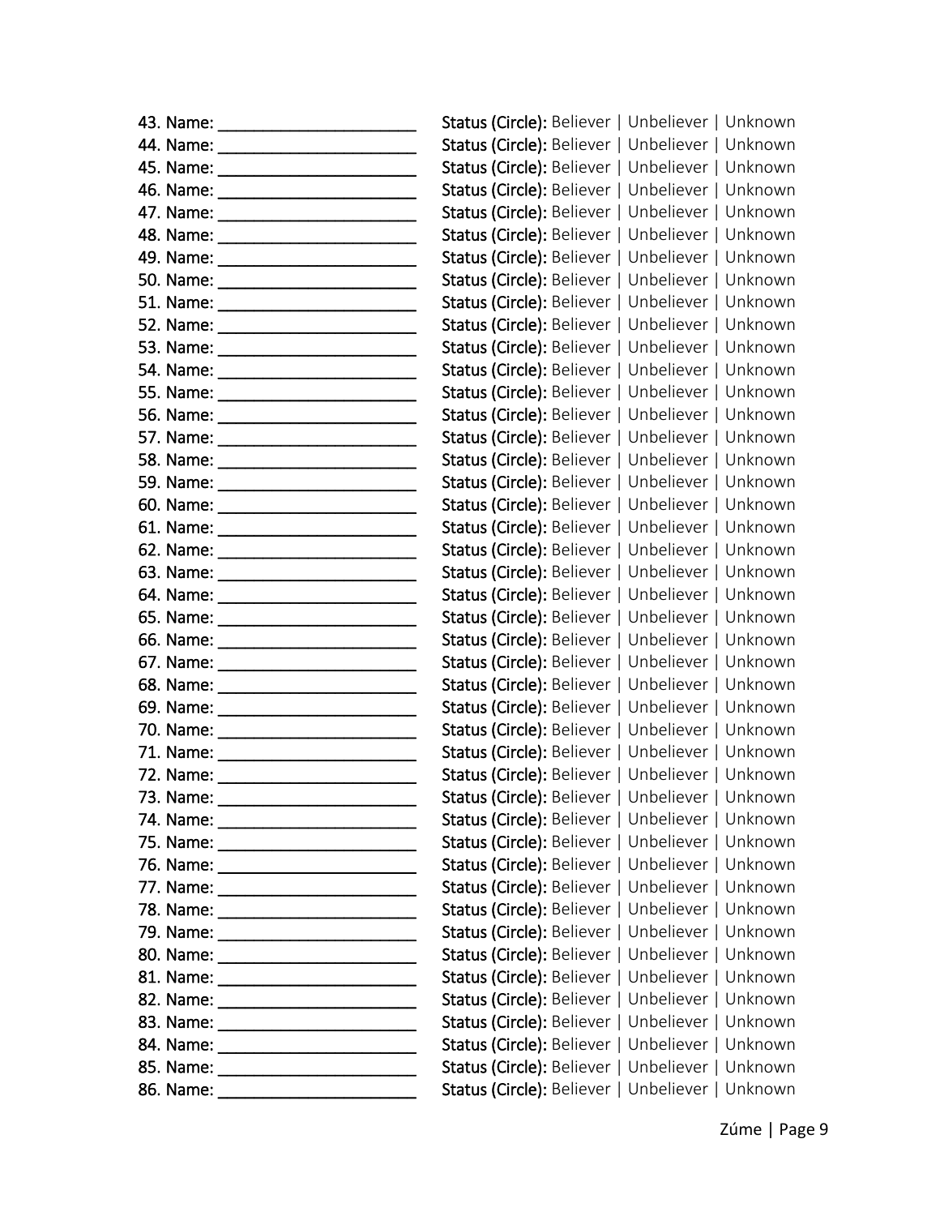43. Name: ______________________ **Status (Circle):** Believer | Unbeliever | Unknown
44. Name: ______________________ **Status (Circle):** Believer | Unbeliever | Unknown
45. Name: ______________________ **Status (Circle):** Believer | Unbeliever | Unknown
46. Name: ______________________ **Status (Circle):** Believer | Unbeliever | Unknown
47. Name: ______________________ **Status (Circle):** Believer | Unbeliever | Unknown
48. Name: ______________________ **Status (Circle):** Believer | Unbeliever | Unknown
49. Name: ______________________ **Status (Circle):** Believer | Unbeliever | Unknown
50. Name: ______________________ **Status (Circle):** Believer | Unbeliever | Unknown
51. Name: ______________________ **Status (Circle):** Believer | Unbeliever | Unknown
52. Name: ______________________ **Status (Circle):** Believer | Unbeliever | Unknown
53. Name: ______________________ **Status (Circle):** Believer | Unbeliever | Unknown
54. Name: ______________________ **Status (Circle):** Believer | Unbeliever | Unknown
55. Name: ______________________ **Status (Circle):** Believer | Unbeliever | Unknown
56. Name: ______________________ **Status (Circle):** Believer | Unbeliever | Unknown
57. Name: ______________________ **Status (Circle):** Believer | Unbeliever | Unknown
58. Name: ______________________ **Status (Circle):** Believer | Unbeliever | Unknown
59. Name: ______________________ **Status (Circle):** Believer | Unbeliever | Unknown
60. Name: ______________________ **Status (Circle):** Believer | Unbeliever | Unknown
61. Name: ______________________ **Status (Circle):** Believer | Unbeliever | Unknown
62. Name: ______________________ **Status (Circle):** Believer | Unbeliever | Unknown
63. Name: ______________________ **Status (Circle):** Believer | Unbeliever | Unknown
64. Name: ______________________ **Status (Circle):** Believer | Unbeliever | Unknown
65. Name: ______________________ **Status (Circle):** Believer | Unbeliever | Unknown
66. Name: ______________________ **Status (Circle):** Believer | Unbeliever | Unknown
67. Name: ______________________ **Status (Circle):** Believer | Unbeliever | Unknown
68. Name: ______________________ **Status (Circle):** Believer | Unbeliever | Unknown
69. Name: ______________________ **Status (Circle):** Believer | Unbeliever | Unknown
70. Name: ______________________ **Status (Circle):** Believer | Unbeliever | Unknown
71. Name: ______________________ **Status (Circle):** Believer | Unbeliever | Unknown
72. Name: ______________________ **Status (Circle):** Believer | Unbeliever | Unknown
73. Name: ______________________ **Status (Circle):** Believer | Unbeliever | Unknown
74. Name: ______________________ **Status (Circle):** Believer | Unbeliever | Unknown
75. Name: ______________________ **Status (Circle):** Believer | Unbeliever | Unknown
76. Name: ______________________ **Status (Circle):** Believer | Unbeliever | Unknown
77. Name: ______________________ **Status (Circle):** Believer | Unbeliever | Unknown
78. Name: ______________________ **Status (Circle):** Believer | Unbeliever | Unknown
79. Name: ______________________ **Status (Circle):** Believer | Unbeliever | Unknown
80. Name: ______________________ **Status (Circle):** Believer | Unbeliever | Unknown
81. Name: ______________________ **Status (Circle):** Believer | Unbeliever | Unknown
82. Name: ______________________ **Status (Circle):** Believer | Unbeliever | Unknown
83. Name: ______________________ **Status (Circle):** Believer | Unbeliever | Unknown
84. Name: ______________________ **Status (Circle):** Believer | Unbeliever | Unknown
85. Name: ______________________ **Status (Circle):** Believer | Unbeliever | Unknown
86. Name: ______________________ **Status (Circle):** Believer | Unbeliever | Unknown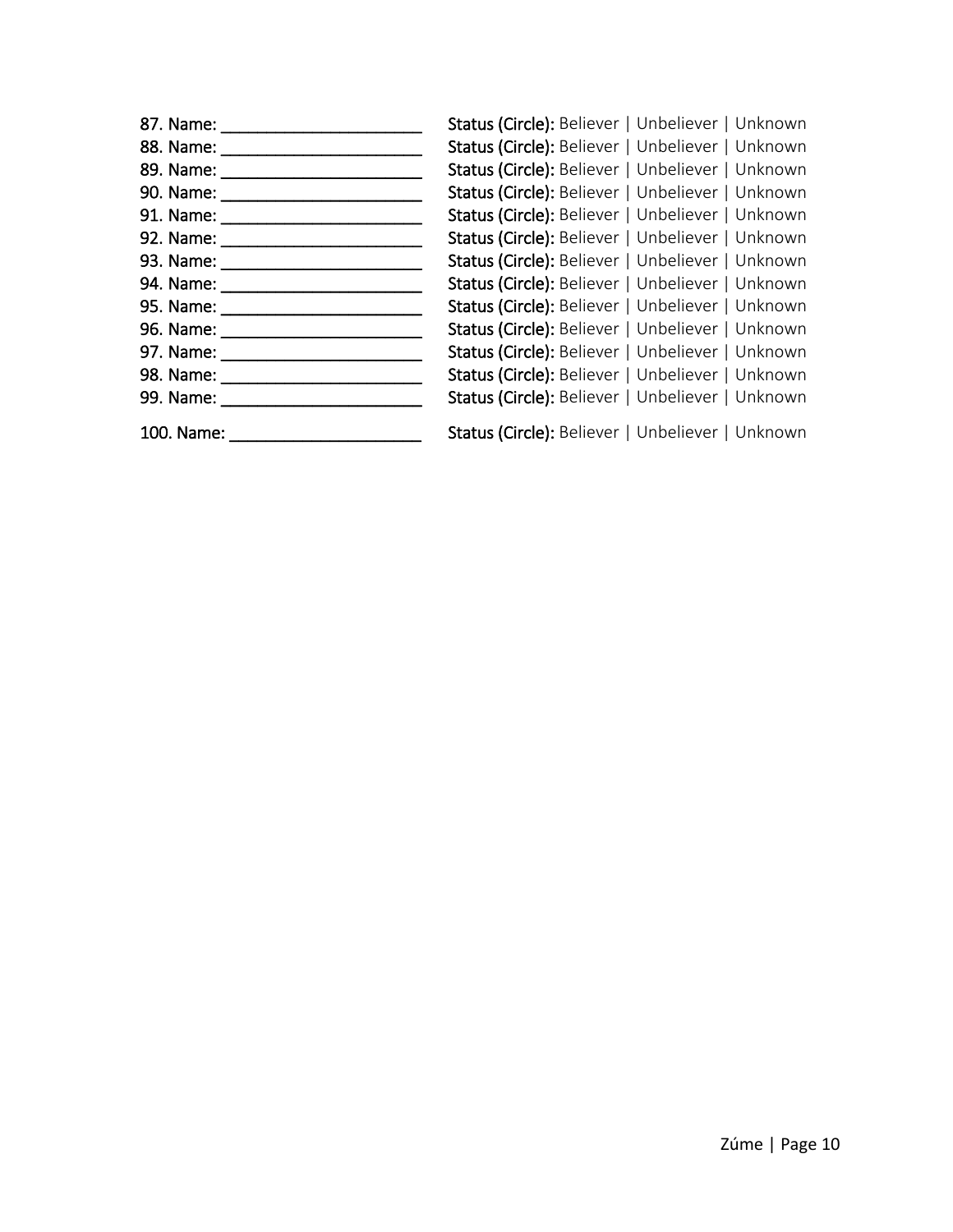87. Name: ______________________ **Status (Circle):** Believer | Unbeliever | Unknown
88. Name: ______________________ **Status (Circle):** Believer | Unbeliever | Unknown
89. Name: ______________________ **Status (Circle):** Believer | Unbeliever | Unknown
90. Name: ______________________ **Status (Circle):** Believer | Unbeliever | Unknown
91. Name: ______________________ **Status (Circle):** Believer | Unbeliever | Unknown
92. Name: ______________________ **Status (Circle):** Believer | Unbeliever | Unknown
93. Name: ______________________ **Status (Circle):** Believer | Unbeliever | Unknown
94. Name: ______________________ **Status (Circle):** Believer | Unbeliever | Unknown
95. Name: ______________________ **Status (Circle):** Believer | Unbeliever | Unknown
96. Name: ______________________ **Status (Circle):** Believer | Unbeliever | Unknown
97. Name: ______________________ **Status (Circle):** Believer | Unbeliever | Unknown
98. Name: ______________________ **Status (Circle):** Believer | Unbeliever | Unknown
99. Name: ______________________ **Status (Circle):** Believer | Unbeliever | Unknown
100. Name: _____________________ **Status (Circle):** Believer | Unbeliever | Unknown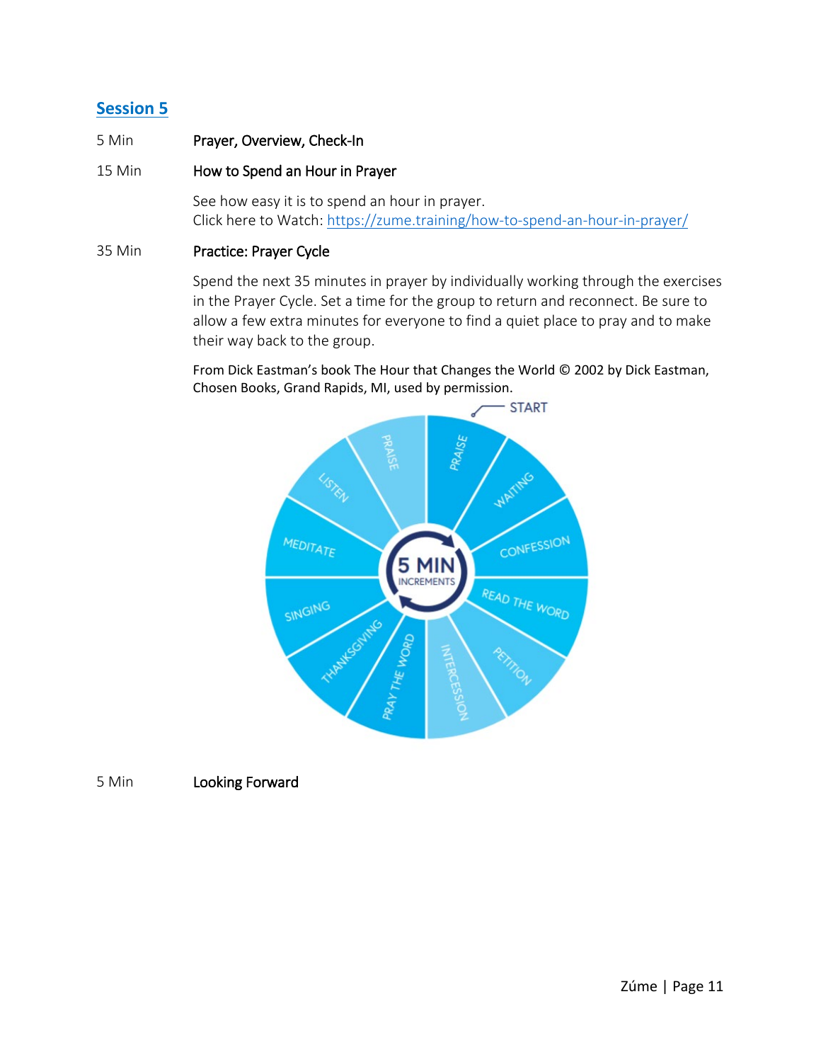## Session 5

5 Min **Prayer, Overview, Check-In**

15 Min **How to Spend an Hour in Prayer**

See how easy it is to spend an hour in prayer.
Click here to Watch: https://zume.training/how-to-spend-an-hour-in-prayer/

35 Min **Practice: Prayer Cycle**

Spend the next 35 minutes in prayer by individually working through the exercises in the Prayer Cycle. Set a time for the group to return and reconnect. Be sure to allow a few extra minutes for everyone to find a quiet place to pray and to make their way back to the group.

From Dick Eastman's book The Hour that Changes the World © 2002 by Dick Eastman, Chosen Books, Grand Rapids, MI, used by permission.

START

5 MIN INCREMENTS

PRAISE, WAITING, CONFESSION, READ THE WORD, PETITION, INTERCESSION, PRAY THE WORD, THANKSGIVING, SINGING, MEDITATE, LISTEN, PRAISE

5 Min **Looking Forward**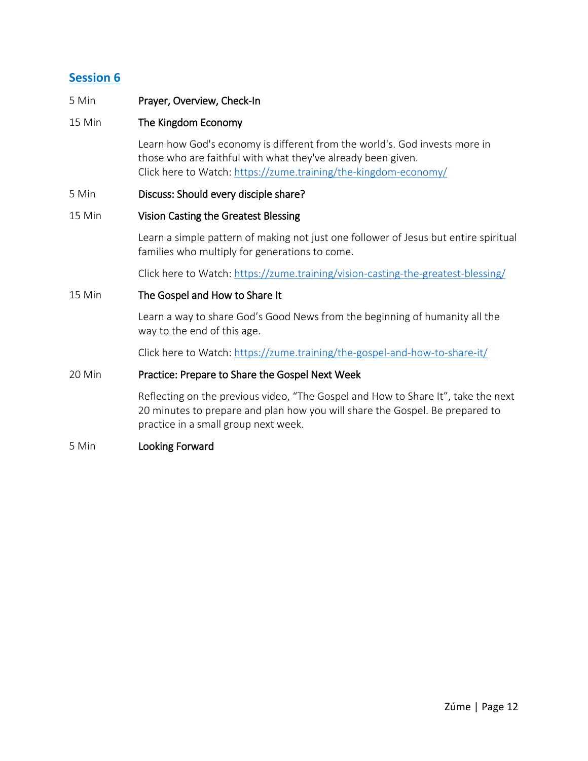## Session 6

5 Min **Prayer, Overview, Check-In**

15 Min **The Kingdom Economy**

Learn how God's economy is different from the world's. God invests more in those who are faithful with what they've already been given.
Click here to Watch: https://zume.training/the-kingdom-economy/

5 Min **Discuss: Should every disciple share?**

15 Min **Vision Casting the Greatest Blessing**

Learn a simple pattern of making not just one follower of Jesus but entire spiritual families who multiply for generations to come.

Click here to Watch: https://zume.training/vision-casting-the-greatest-blessing/

15 Min **The Gospel and How to Share It**

Learn a way to share God's Good News from the beginning of humanity all the way to the end of this age.

Click here to Watch: https://zume.training/the-gospel-and-how-to-share-it/

20 Min **Practice: Prepare to Share the Gospel Next Week**

Reflecting on the previous video, "The Gospel and How to Share It", take the next 20 minutes to prepare and plan how you will share the Gospel. Be prepared to practice in a small group next week.

5 Min **Looking Forward**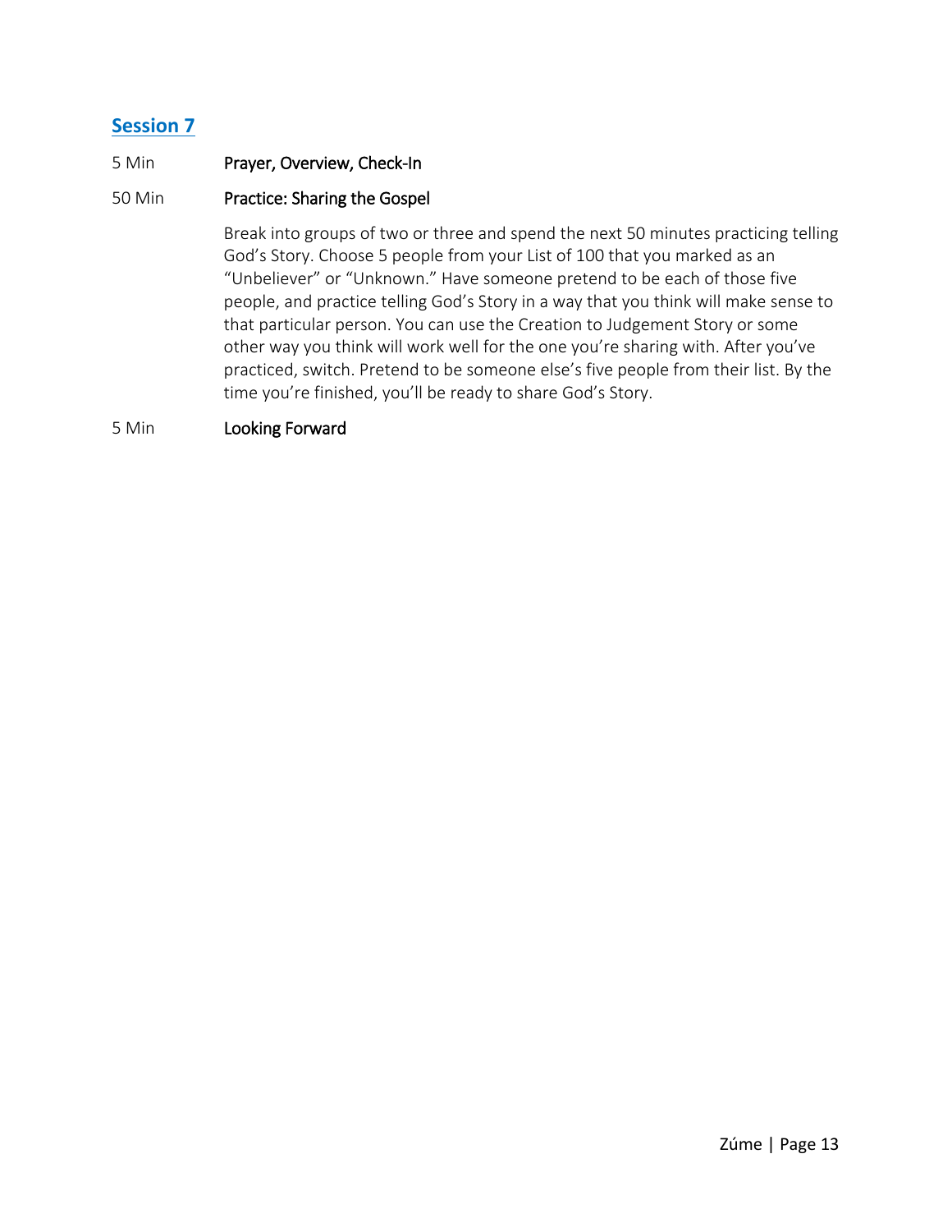## Session 7

5 Min **Prayer, Overview, Check-In**

50 Min **Practice: Sharing the Gospel**

Break into groups of two or three and spend the next 50 minutes practicing telling God's Story. Choose 5 people from your List of 100 that you marked as an "Unbeliever" or "Unknown." Have someone pretend to be each of those five people, and practice telling God's Story in a way that you think will make sense to that particular person. You can use the Creation to Judgement Story or some other way you think will work well for the one you're sharing with. After you've practiced, switch. Pretend to be someone else's five people from their list. By the time you're finished, you'll be ready to share God's Story.

5 Min **Looking Forward**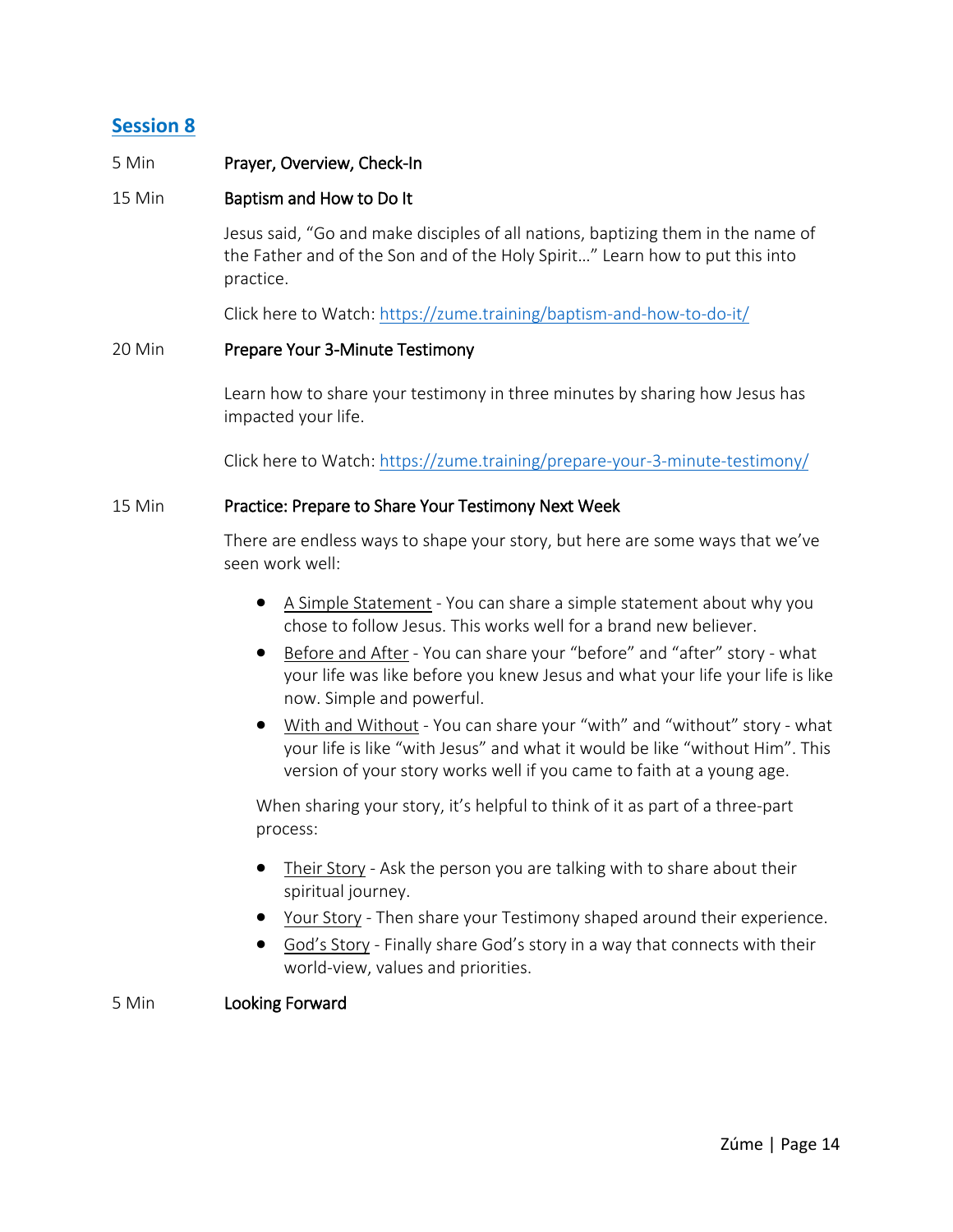## Session 8

5 Min **Prayer, Overview, Check-In**

15 Min **Baptism and How to Do It**

Jesus said, "Go and make disciples of all nations, baptizing them in the name of the Father and of the Son and of the Holy Spirit…" Learn how to put this into practice.

Click here to Watch: https://zume.training/baptism-and-how-to-do-it/

20 Min **Prepare Your 3-Minute Testimony**

Learn how to share your testimony in three minutes by sharing how Jesus has impacted your life.

Click here to Watch: https://zume.training/prepare-your-3-minute-testimony/

15 Min **Practice: Prepare to Share Your Testimony Next Week**

There are endless ways to shape your story, but here are some ways that we've seen work well:

- A Simple Statement - You can share a simple statement about why you chose to follow Jesus. This works well for a brand new believer.
- Before and After - You can share your "before" and "after" story - what your life was like before you knew Jesus and what your life your life is like now. Simple and powerful.
- With and Without - You can share your "with" and "without" story - what your life is like "with Jesus" and what it would be like "without Him". This version of your story works well if you came to faith at a young age.

When sharing your story, it's helpful to think of it as part of a three-part process:

- Their Story - Ask the person you are talking with to share about their spiritual journey.
- Your Story - Then share your Testimony shaped around their experience.
- God's Story - Finally share God's story in a way that connects with their world-view, values and priorities.

5 Min **Looking Forward**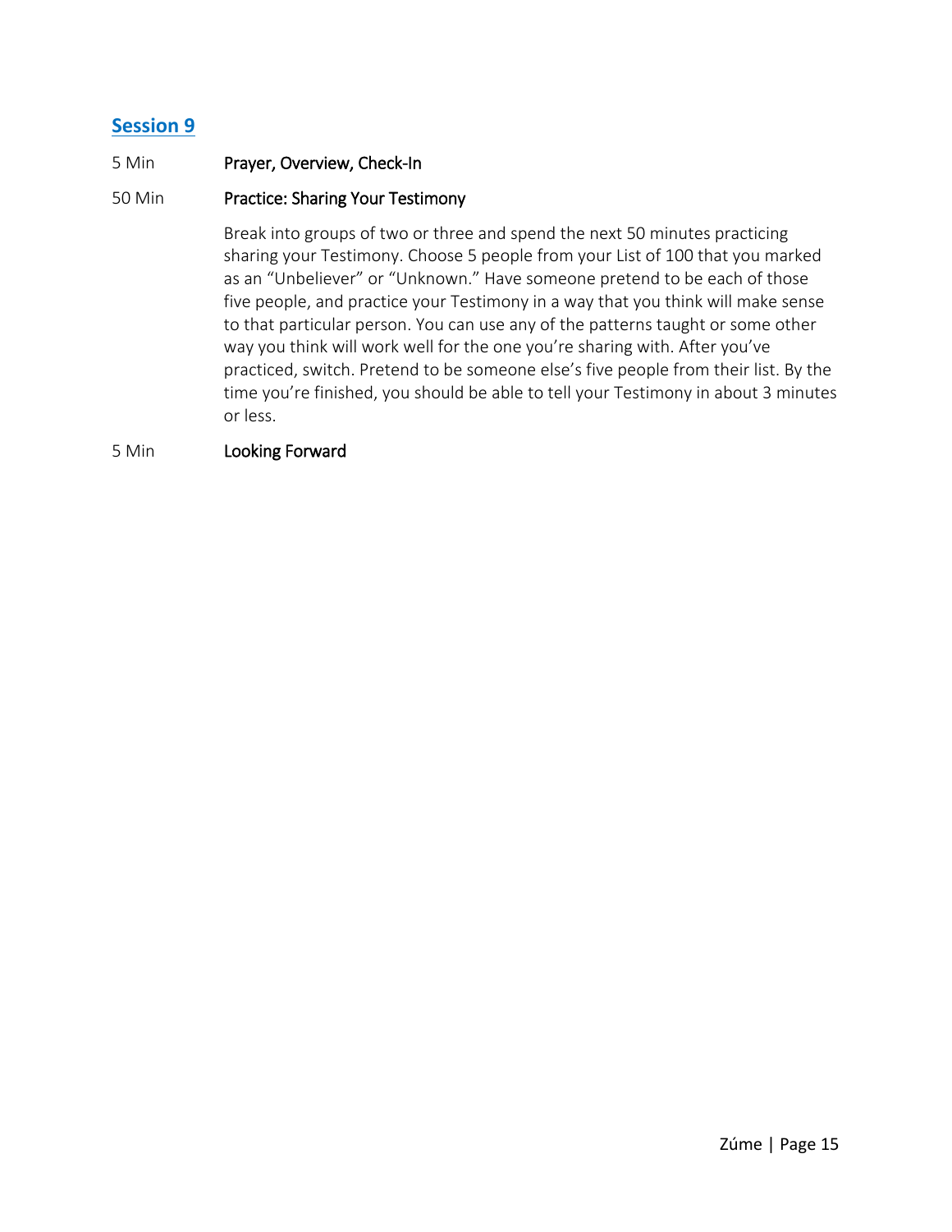## Session 9

5 Min **Prayer, Overview, Check-In**

50 Min **Practice: Sharing Your Testimony**

Break into groups of two or three and spend the next 50 minutes practicing sharing your Testimony. Choose 5 people from your List of 100 that you marked as an "Unbeliever" or "Unknown." Have someone pretend to be each of those five people, and practice your Testimony in a way that you think will make sense to that particular person. You can use any of the patterns taught or some other way you think will work well for the one you're sharing with. After you've practiced, switch. Pretend to be someone else's five people from their list. By the time you're finished, you should be able to tell your Testimony in about 3 minutes or less.

5 Min **Looking Forward**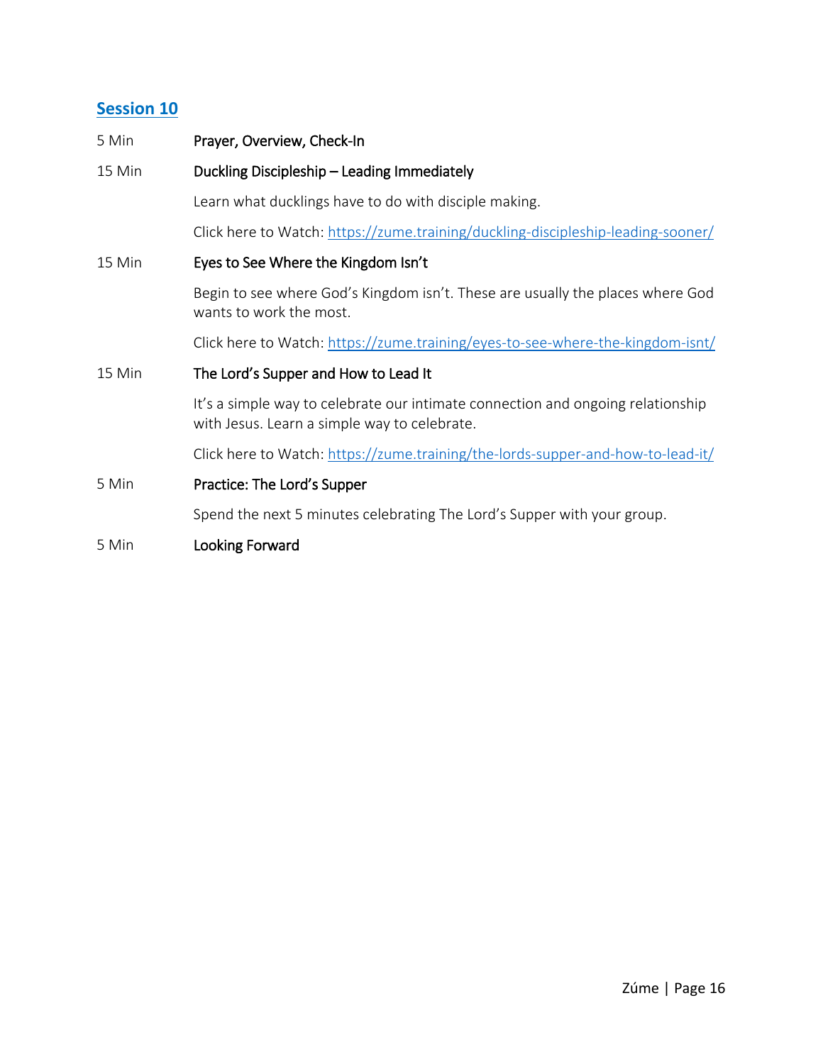## Session 10

5 Min **Prayer, Overview, Check-In**

15 Min **Duckling Discipleship – Leading Immediately**

Learn what ducklings have to do with disciple making.

Click here to Watch: https://zume.training/duckling-discipleship-leading-sooner/

15 Min **Eyes to See Where the Kingdom Isn't**

Begin to see where God's Kingdom isn't. These are usually the places where God wants to work the most.

Click here to Watch: https://zume.training/eyes-to-see-where-the-kingdom-isnt/

15 Min **The Lord's Supper and How to Lead It**

It's a simple way to celebrate our intimate connection and ongoing relationship with Jesus. Learn a simple way to celebrate.

Click here to Watch: https://zume.training/the-lords-supper-and-how-to-lead-it/

5 Min **Practice: The Lord's Supper**

Spend the next 5 minutes celebrating The Lord's Supper with your group.

5 Min **Looking Forward**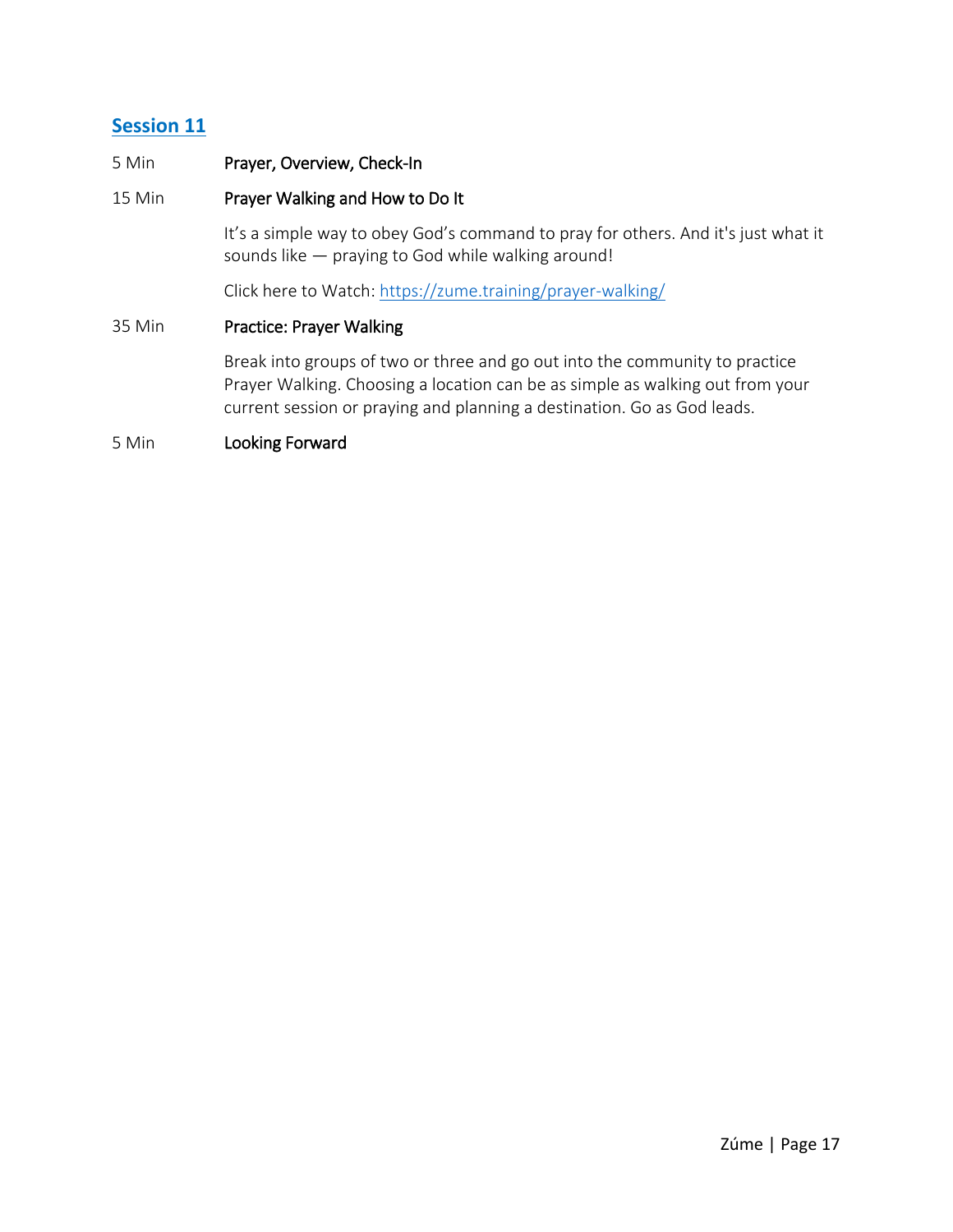## Session 11

5 Min **Prayer, Overview, Check-In**

15 Min **Prayer Walking and How to Do It**

It's a simple way to obey God's command to pray for others. And it's just what it sounds like — praying to God while walking around!

Click here to Watch: [https://zume.training/prayer-walking/](https://zume.training/prayer-walking/)

35 Min **Practice: Prayer Walking**

Break into groups of two or three and go out into the community to practice Prayer Walking. Choosing a location can be as simple as walking out from your current session or praying and planning a destination. Go as God leads.

5 Min **Looking Forward**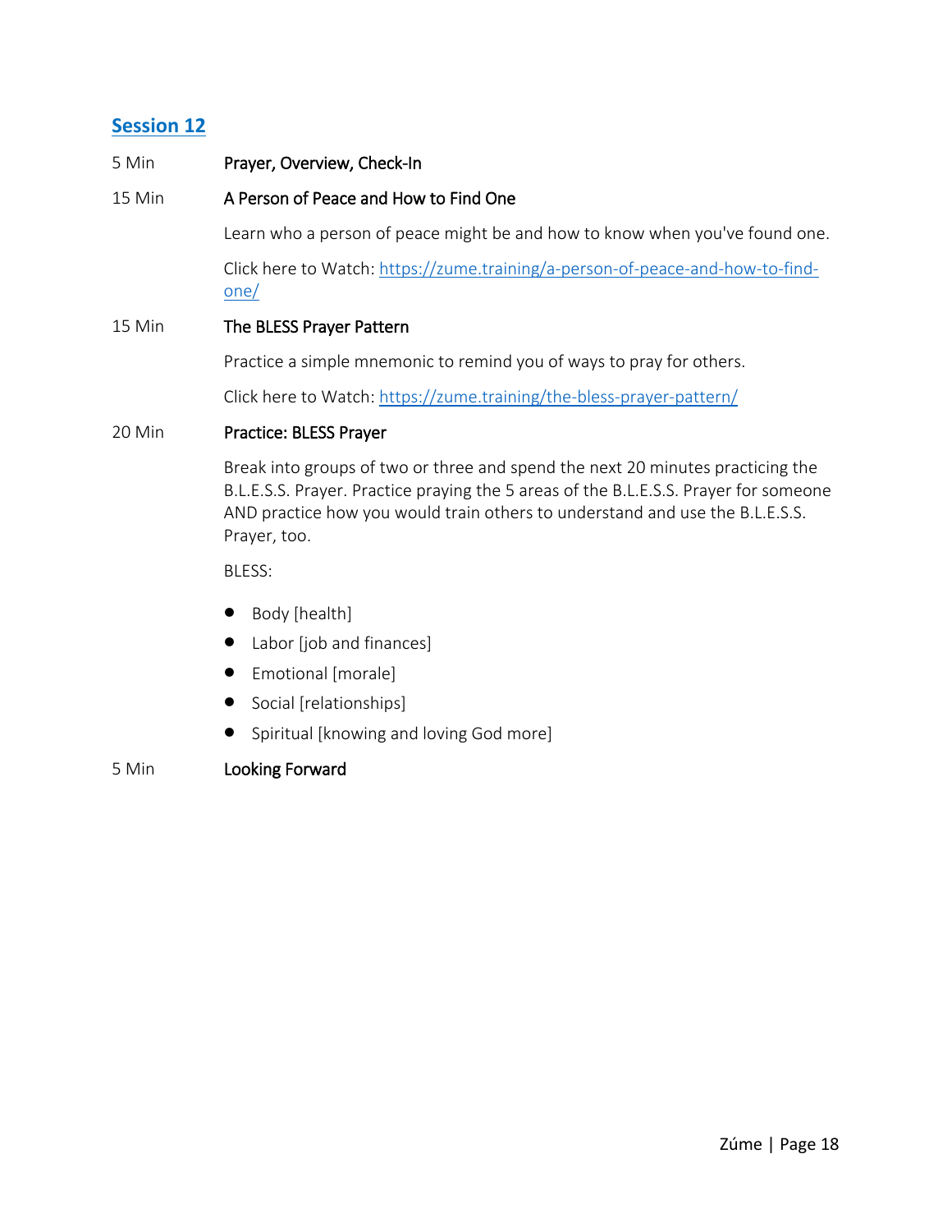## Session 12

5 Min **Prayer, Overview, Check-In**

15 Min **A Person of Peace and How to Find One**

Learn who a person of peace might be and how to know when you've found one.

Click here to Watch: https://zume.training/a-person-of-peace-and-how-to-find-one/

15 Min **The BLESS Prayer Pattern**

Practice a simple mnemonic to remind you of ways to pray for others.

Click here to Watch: https://zume.training/the-bless-prayer-pattern/

20 Min **Practice: BLESS Prayer**

Break into groups of two or three and spend the next 20 minutes practicing the B.L.E.S.S. Prayer. Practice praying the 5 areas of the B.L.E.S.S. Prayer for someone AND practice how you would train others to understand and use the B.L.E.S.S. Prayer, too.

BLESS:

- Body [health]
- Labor [job and finances]
- Emotional [morale]
- Social [relationships]
- Spiritual [knowing and loving God more]

5 Min **Looking Forward**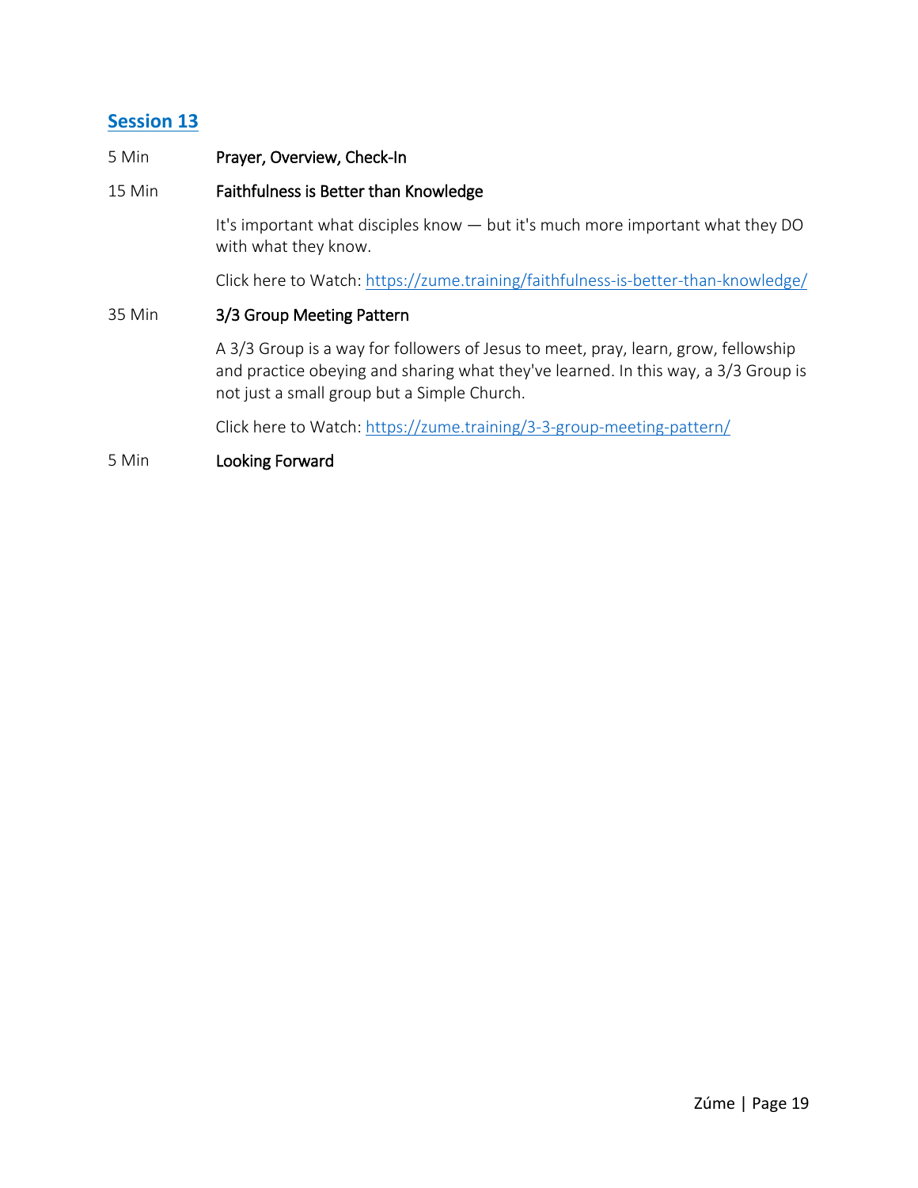## Session 13

5 Min **Prayer, Overview, Check-In**

15 Min **Faithfulness is Better than Knowledge**

It's important what disciples know — but it's much more important what they DO with what they know.

Click here to Watch: https://zume.training/faithfulness-is-better-than-knowledge/

35 Min **3/3 Group Meeting Pattern**

A 3/3 Group is a way for followers of Jesus to meet, pray, learn, grow, fellowship and practice obeying and sharing what they've learned. In this way, a 3/3 Group is not just a small group but a Simple Church.

Click here to Watch: https://zume.training/3-3-group-meeting-pattern/

5 Min **Looking Forward**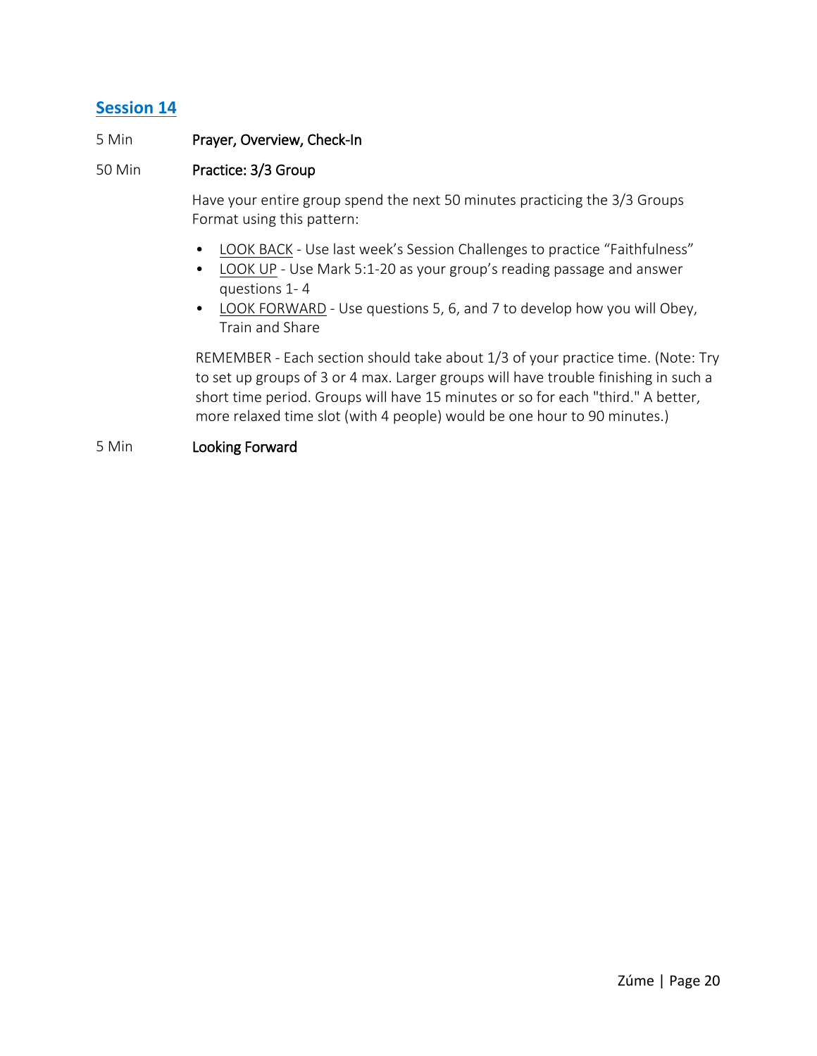## Session 14

5 Min **Prayer, Overview, Check-In**

50 Min **Practice: 3/3 Group**

Have your entire group spend the next 50 minutes practicing the 3/3 Groups Format using this pattern:

- LOOK BACK - Use last week's Session Challenges to practice "Faithfulness"
- LOOK UP - Use Mark 5:1-20 as your group's reading passage and answer questions 1- 4
- LOOK FORWARD - Use questions 5, 6, and 7 to develop how you will Obey, Train and Share

REMEMBER - Each section should take about 1/3 of your practice time. (Note: Try to set up groups of 3 or 4 max. Larger groups will have trouble finishing in such a short time period. Groups will have 15 minutes or so for each "third." A better, more relaxed time slot (with 4 people) would be one hour to 90 minutes.)

5 Min **Looking Forward**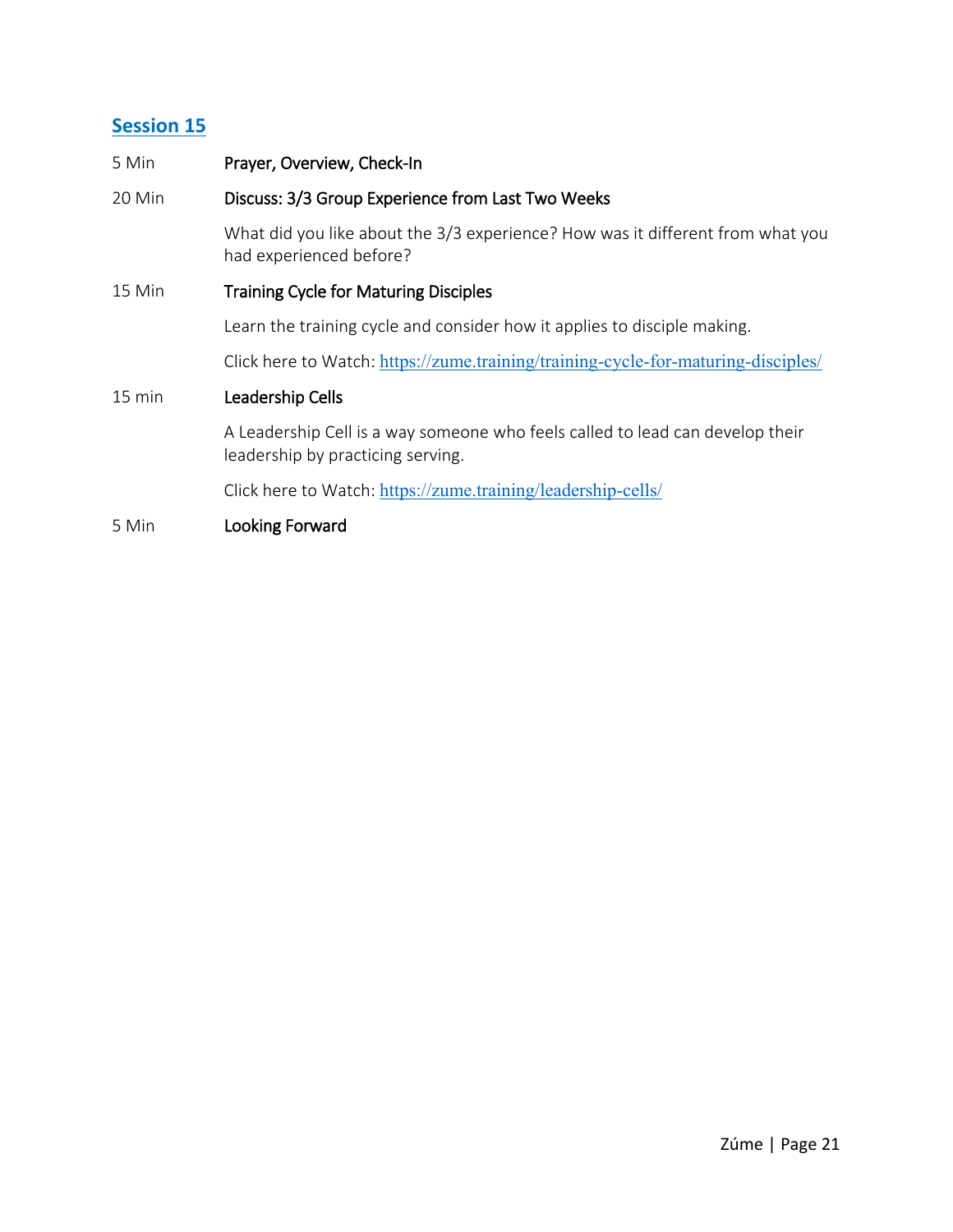## Session 15

5 Min **Prayer, Overview, Check-In**

20 Min **Discuss: 3/3 Group Experience from Last Two Weeks**

What did you like about the 3/3 experience? How was it different from what you had experienced before?

15 Min **Training Cycle for Maturing Disciples**

Learn the training cycle and consider how it applies to disciple making.

Click here to Watch: https://zume.training/training-cycle-for-maturing-disciples/

15 min **Leadership Cells**

A Leadership Cell is a way someone who feels called to lead can develop their leadership by practicing serving.

Click here to Watch: https://zume.training/leadership-cells/

5 Min **Looking Forward**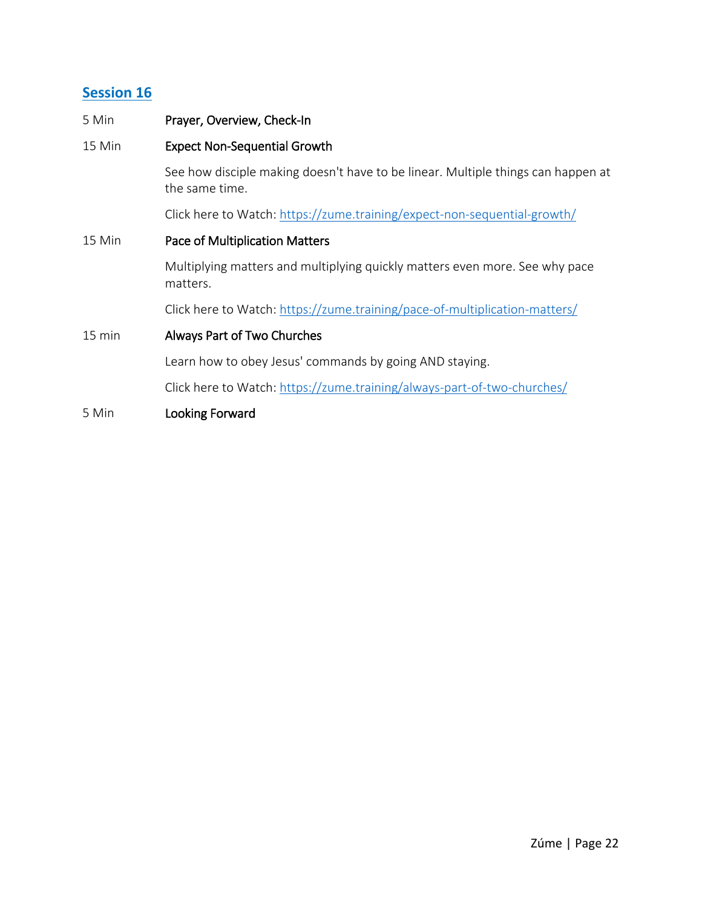## Session 16

5 Min **Prayer, Overview, Check-In**

15 Min **Expect Non-Sequential Growth**

See how disciple making doesn't have to be linear. Multiple things can happen at the same time.

Click here to Watch: https://zume.training/expect-non-sequential-growth/

15 Min **Pace of Multiplication Matters**

Multiplying matters and multiplying quickly matters even more. See why pace matters.

Click here to Watch: https://zume.training/pace-of-multiplication-matters/

15 min **Always Part of Two Churches**

Learn how to obey Jesus' commands by going AND staying.

Click here to Watch: https://zume.training/always-part-of-two-churches/

5 Min **Looking Forward**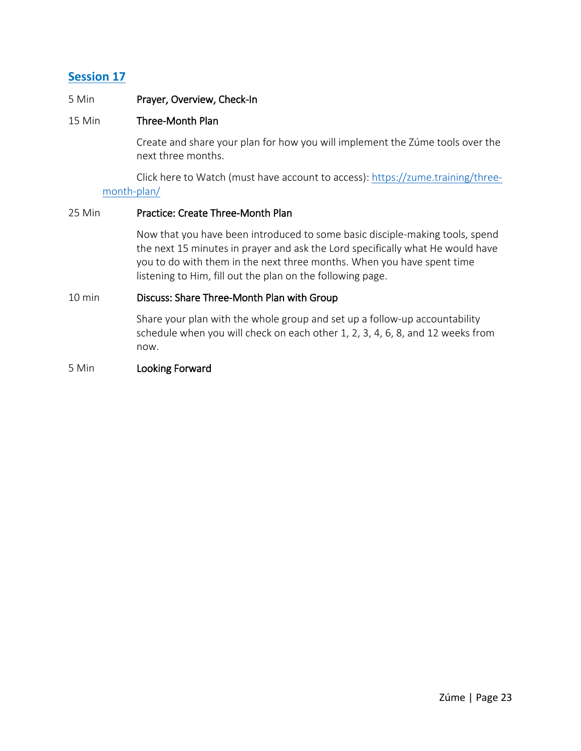## Session 17

5 Min **Prayer, Overview, Check-In**

15 Min **Three-Month Plan**

Create and share your plan for how you will implement the Zúme tools over the next three months.

Click here to Watch (must have account to access): https://zume.training/three-month-plan/

25 Min **Practice: Create Three-Month Plan**

Now that you have been introduced to some basic disciple-making tools, spend the next 15 minutes in prayer and ask the Lord specifically what He would have you to do with them in the next three months. When you have spent time listening to Him, fill out the plan on the following page.

10 min **Discuss: Share Three-Month Plan with Group**

Share your plan with the whole group and set up a follow-up accountability schedule when you will check on each other 1, 2, 3, 4, 6, 8, and 12 weeks from now.

5 Min **Looking Forward**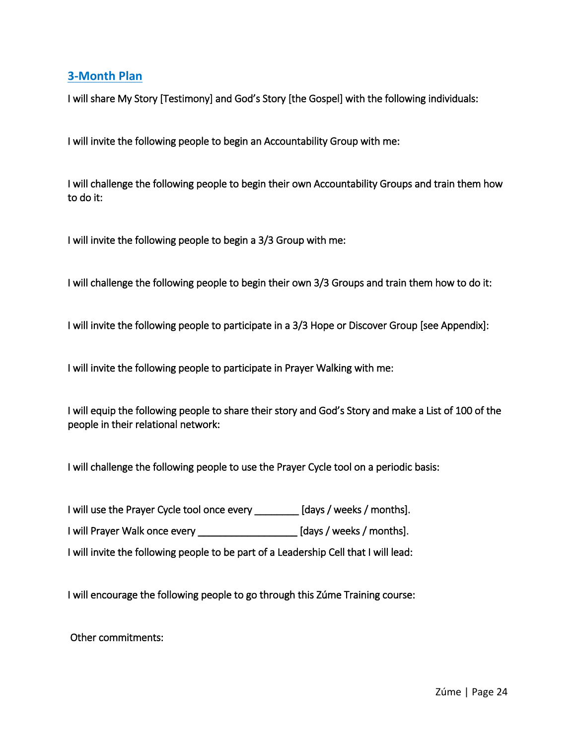## 3-Month Plan

I will share My Story [Testimony] and God's Story [the Gospel] with the following individuals:

I will invite the following people to begin an Accountability Group with me:

I will challenge the following people to begin their own Accountability Groups and train them how to do it:

I will invite the following people to begin a 3/3 Group with me:

I will challenge the following people to begin their own 3/3 Groups and train them how to do it:

I will invite the following people to participate in a 3/3 Hope or Discover Group [see Appendix]:

I will invite the following people to participate in Prayer Walking with me:

I will equip the following people to share their story and God's Story and make a List of 100 of the people in their relational network:

I will challenge the following people to use the Prayer Cycle tool on a periodic basis:

I will use the Prayer Cycle tool once every ________ [days / weeks / months].

I will Prayer Walk once every __________________ [days / weeks / months].

I will invite the following people to be part of a Leadership Cell that I will lead:

I will encourage the following people to go through this Zúme Training course:

Other commitments: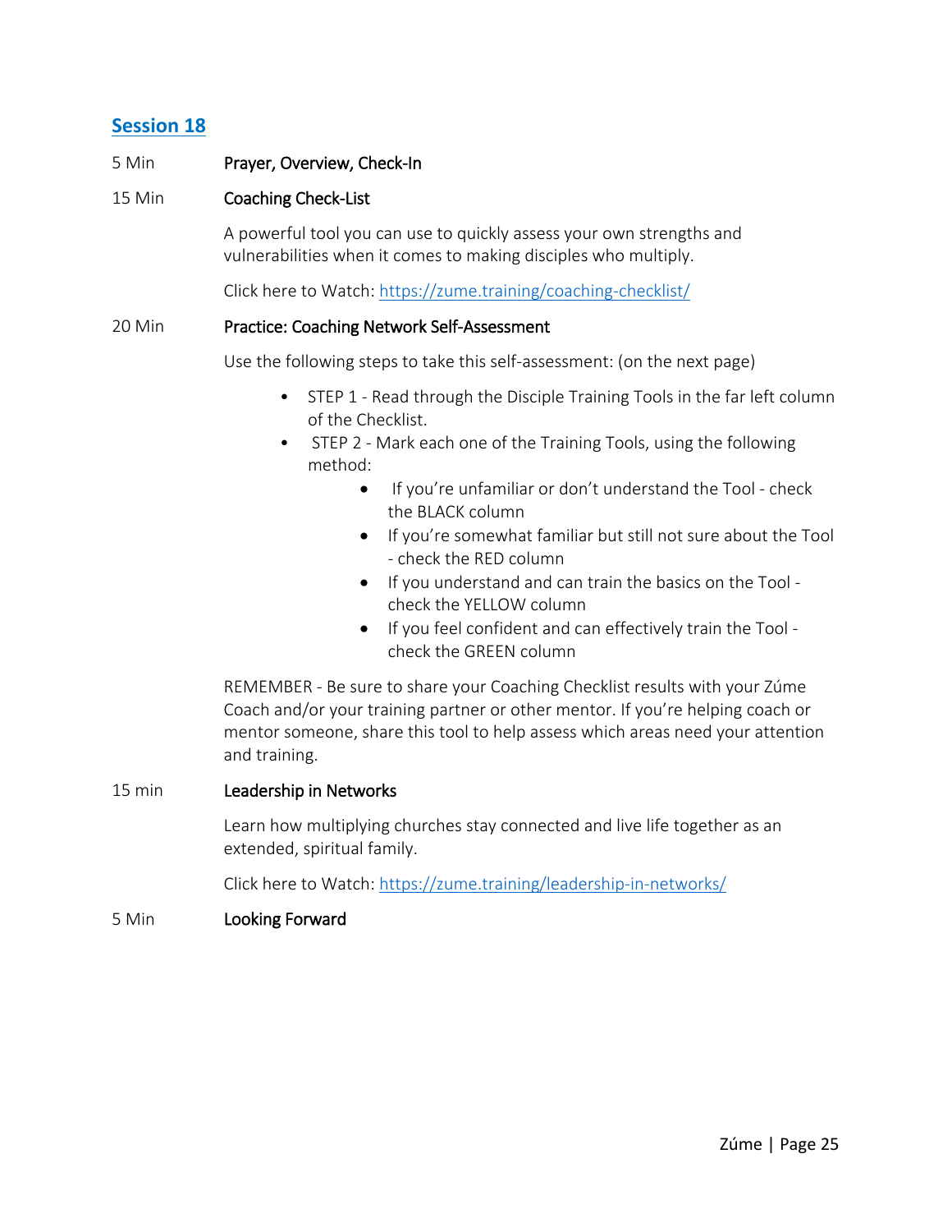## Session 18

5 Min **Prayer, Overview, Check-In**

15 Min **Coaching Check-List**

A powerful tool you can use to quickly assess your own strengths and vulnerabilities when it comes to making disciples who multiply.

Click here to Watch: https://zume.training/coaching-checklist/

20 Min **Practice: Coaching Network Self-Assessment**

Use the following steps to take this self-assessment: (on the next page)

- STEP 1 - Read through the Disciple Training Tools in the far left column of the Checklist.
- STEP 2 - Mark each one of the Training Tools, using the following method:
  - If you're unfamiliar or don't understand the Tool - check the BLACK column
  - If you're somewhat familiar but still not sure about the Tool - check the RED column
  - If you understand and can train the basics on the Tool - check the YELLOW column
  - If you feel confident and can effectively train the Tool - check the GREEN column

REMEMBER - Be sure to share your Coaching Checklist results with your Zúme Coach and/or your training partner or other mentor. If you're helping coach or mentor someone, share this tool to help assess which areas need your attention and training.

15 min **Leadership in Networks**

Learn how multiplying churches stay connected and live life together as an extended, spiritual family.

Click here to Watch: https://zume.training/leadership-in-networks/

5 Min **Looking Forward**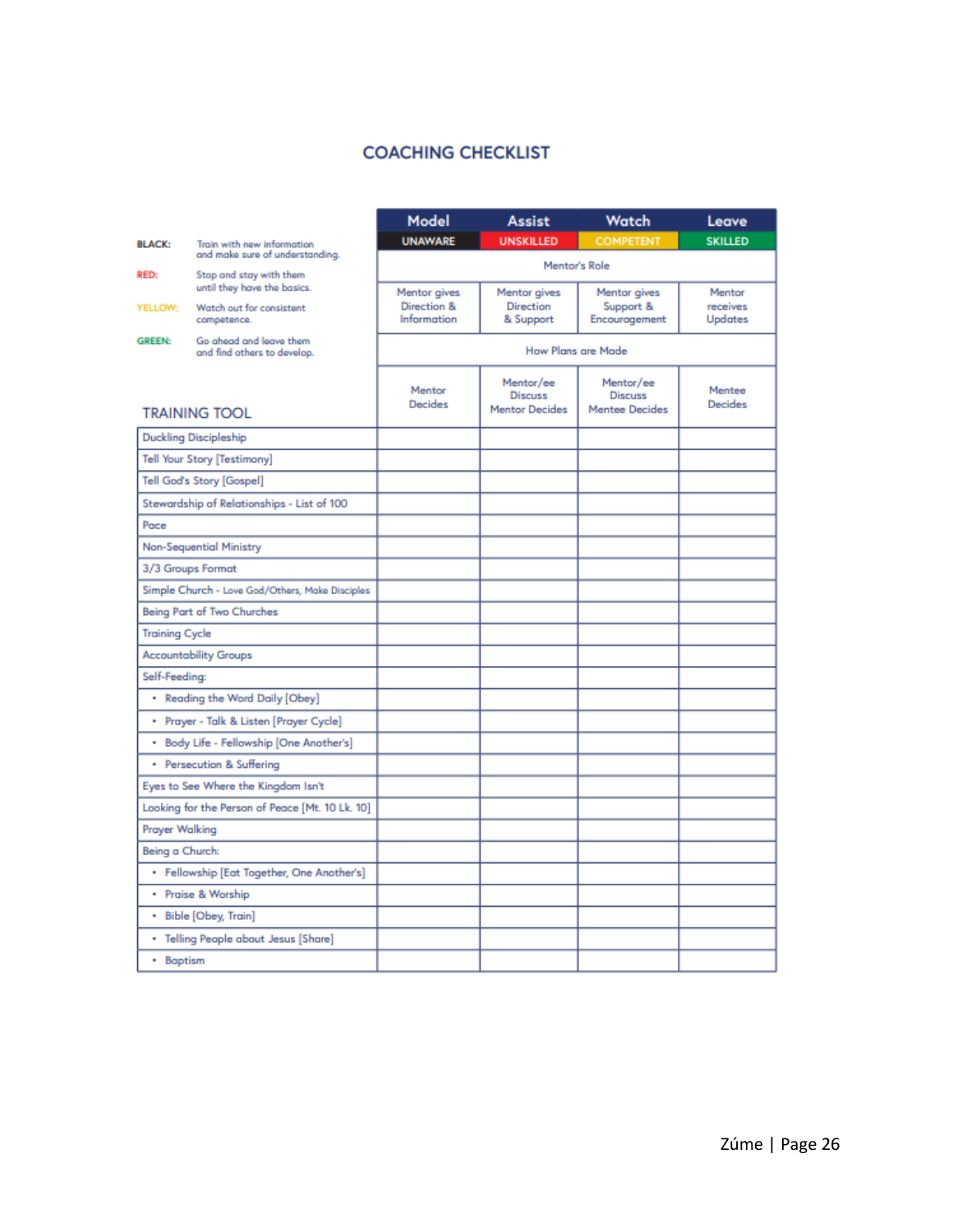# COACHING CHECKLIST

**BLACK:** Train with new information and make sure of understanding.

**RED:** Stop and stay with them until they have the basics.

**YELLOW:** Watch out for consistent competence.

**GREEN:** Go ahead and leave them and find others to develop.

| TRAINING TOOL | Model<br>UNAWARE | Assist<br>UNSKILLED | Watch<br>COMPETENT | Leave<br>SKILLED |
|---|---|---|---|---|
| Mentor's Role | | | | |
| | Mentor gives Direction & Information | Mentor gives Direction & Support | Mentor gives Support & Encouragement | Mentor receives Updates |
| How Plans are Made | | | | |
| | Mentor Decides | Mentor/ee Discuss Mentor Decides | Mentor/ee Discuss Mentee Decides | Mentee Decides |
| Duckling Discipleship | | | | |
| Tell Your Story [Testimony] | | | | |
| Tell God's Story [Gospel] | | | | |
| Stewardship of Relationships - List of 100 | | | | |
| Pace | | | | |
| Non-Sequential Ministry | | | | |
| 3/3 Groups Format | | | | |
| Simple Church - Love God/Others, Make Disciples | | | | |
| Being Part of Two Churches | | | | |
| Training Cycle | | | | |
| Accountability Groups | | | | |
| Self-Feeding: | | | | |
| • Reading the Word Daily [Obey] | | | | |
| • Prayer - Talk & Listen [Prayer Cycle] | | | | |
| • Body Life - Fellowship [One Another's] | | | | |
| • Persecution & Suffering | | | | |
| Eyes to See Where the Kingdom Isn't | | | | |
| Looking for the Person of Peace [Mt. 10 Lk. 10] | | | | |
| Prayer Walking | | | | |
| Being a Church: | | | | |
| • Fellowship [Eat Together, One Another's] | | | | |
| • Praise & Worship | | | | |
| • Bible [Obey, Train] | | | | |
| • Telling People about Jesus [Share] | | | | |
| • Baptism | | | | |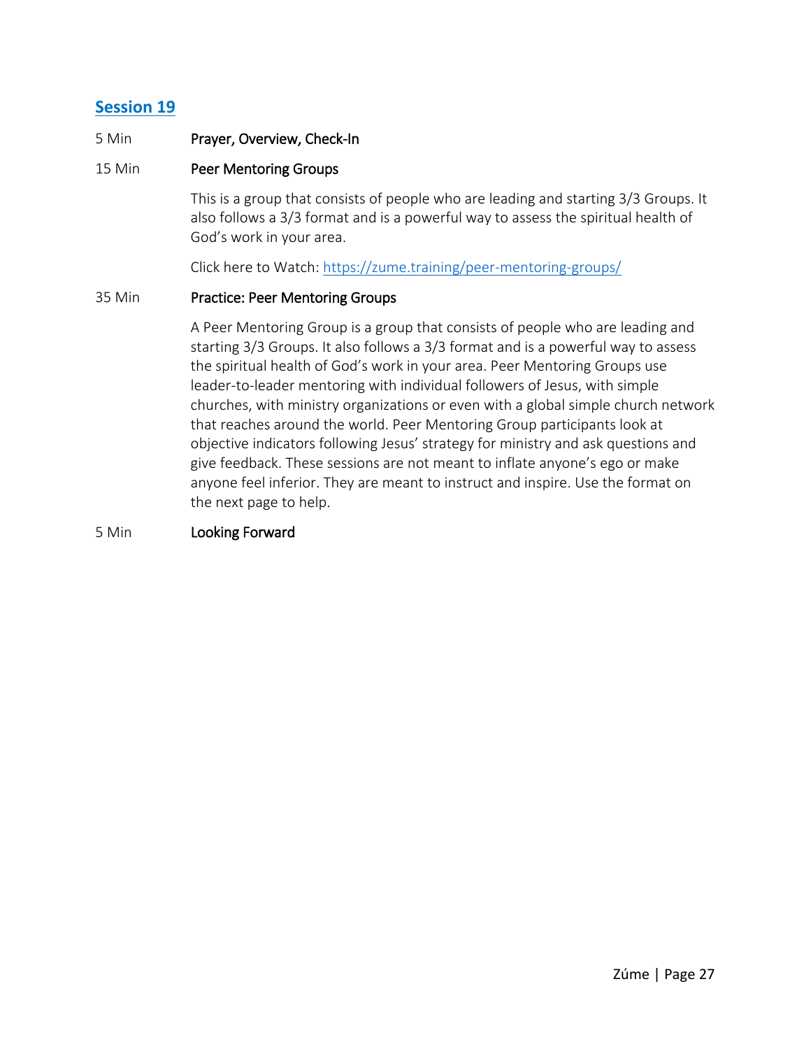## Session 19

5 Min **Prayer, Overview, Check-In**

15 Min **Peer Mentoring Groups**

This is a group that consists of people who are leading and starting 3/3 Groups. It also follows a 3/3 format and is a powerful way to assess the spiritual health of God's work in your area.

Click here to Watch: [https://zume.training/peer-mentoring-groups/](https://zume.training/peer-mentoring-groups/)

35 Min **Practice: Peer Mentoring Groups**

A Peer Mentoring Group is a group that consists of people who are leading and starting 3/3 Groups. It also follows a 3/3 format and is a powerful way to assess the spiritual health of God's work in your area. Peer Mentoring Groups use leader-to-leader mentoring with individual followers of Jesus, with simple churches, with ministry organizations or even with a global simple church network that reaches around the world. Peer Mentoring Group participants look at objective indicators following Jesus' strategy for ministry and ask questions and give feedback. These sessions are not meant to inflate anyone's ego or make anyone feel inferior. They are meant to instruct and inspire. Use the format on the next page to help.

5 Min **Looking Forward**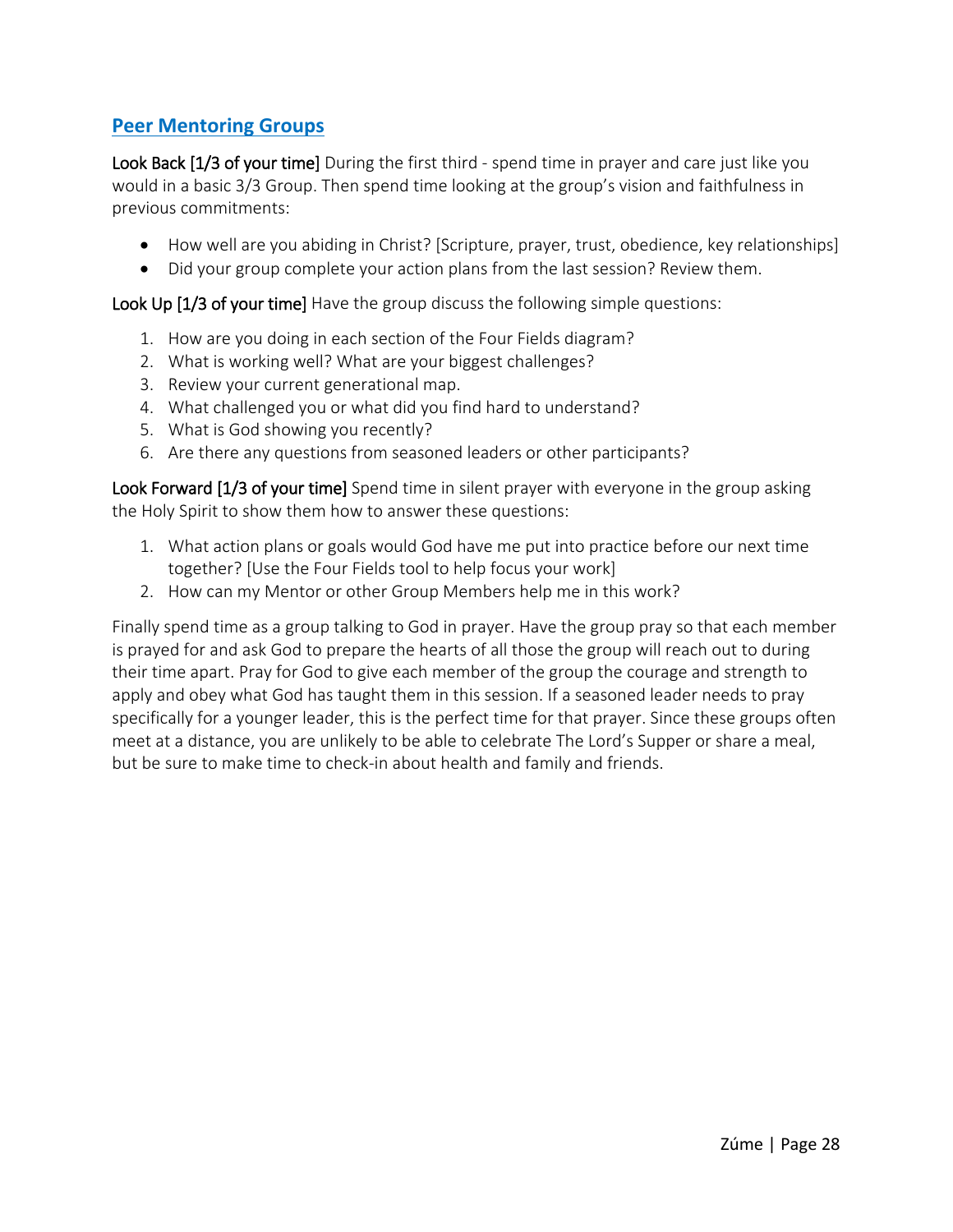## Peer Mentoring Groups

**Look Back [1/3 of your time]** During the first third - spend time in prayer and care just like you would in a basic 3/3 Group. Then spend time looking at the group's vision and faithfulness in previous commitments:

- How well are you abiding in Christ? [Scripture, prayer, trust, obedience, key relationships]
- Did your group complete your action plans from the last session? Review them.

**Look Up [1/3 of your time]** Have the group discuss the following simple questions:

1. How are you doing in each section of the Four Fields diagram?
2. What is working well? What are your biggest challenges?
3. Review your current generational map.
4. What challenged you or what did you find hard to understand?
5. What is God showing you recently?
6. Are there any questions from seasoned leaders or other participants?

**Look Forward [1/3 of your time]** Spend time in silent prayer with everyone in the group asking the Holy Spirit to show them how to answer these questions:

1. What action plans or goals would God have me put into practice before our next time together? [Use the Four Fields tool to help focus your work]
2. How can my Mentor or other Group Members help me in this work?

Finally spend time as a group talking to God in prayer. Have the group pray so that each member is prayed for and ask God to prepare the hearts of all those the group will reach out to during their time apart. Pray for God to give each member of the group the courage and strength to apply and obey what God has taught them in this session. If a seasoned leader needs to pray specifically for a younger leader, this is the perfect time for that prayer. Since these groups often meet at a distance, you are unlikely to be able to celebrate The Lord's Supper or share a meal, but be sure to make time to check-in about health and family and friends.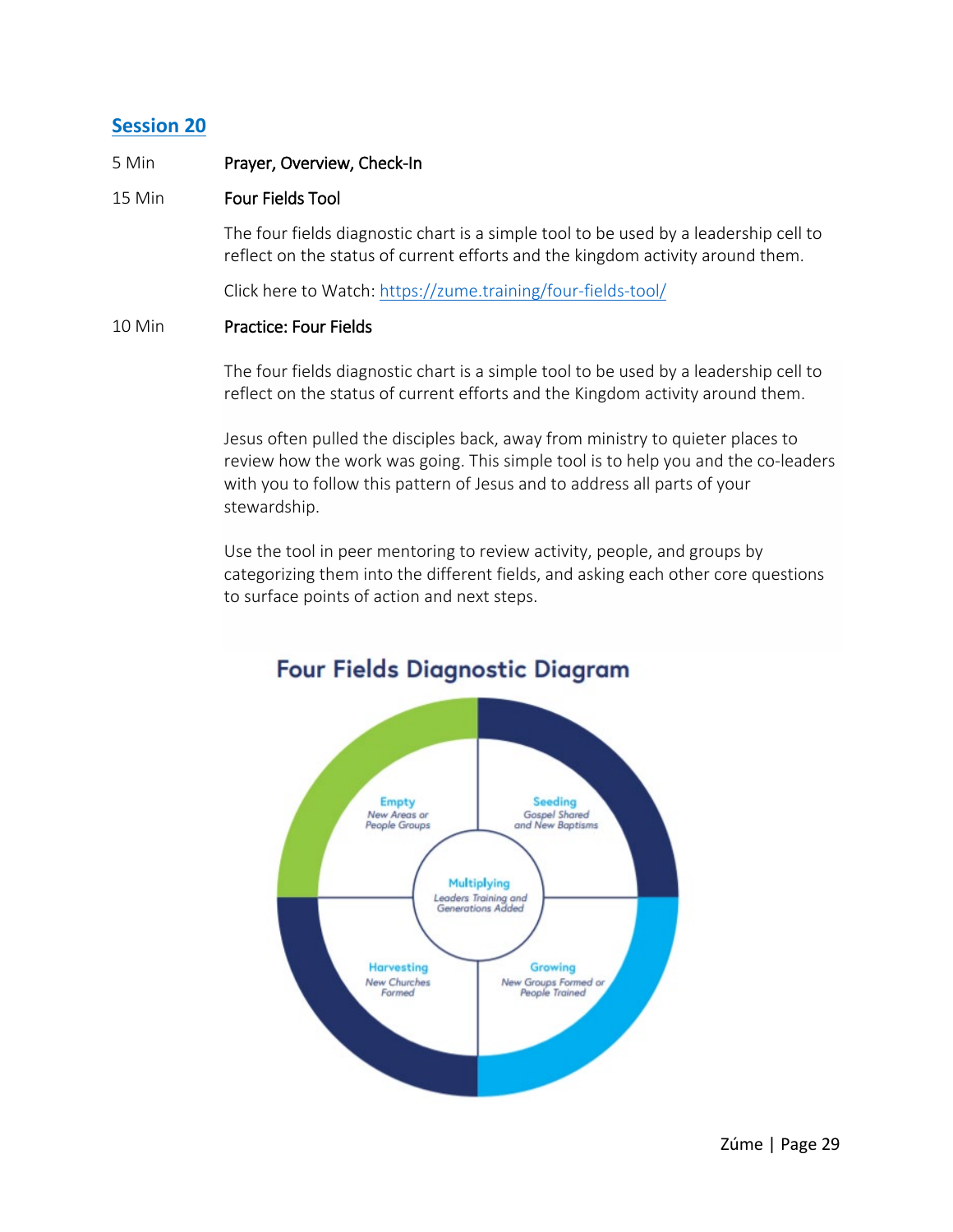## Session 20

5 Min **Prayer, Overview, Check-In**

15 Min **Four Fields Tool**

The four fields diagnostic chart is a simple tool to be used by a leadership cell to reflect on the status of current efforts and the kingdom activity around them.

Click here to Watch: [https://zume.training/four-fields-tool/](https://zume.training/four-fields-tool/)

10 Min **Practice: Four Fields**

The four fields diagnostic chart is a simple tool to be used by a leadership cell to reflect on the status of current efforts and the Kingdom activity around them.

Jesus often pulled the disciples back, away from ministry to quieter places to review how the work was going. This simple tool is to help you and the co-leaders with you to follow this pattern of Jesus and to address all parts of your stewardship.

Use the tool in peer mentoring to review activity, people, and groups by categorizing them into the different fields, and asking each other core questions to surface points of action and next steps.

**Four Fields Diagnostic Diagram**

Empty
*New Areas or People Groups*

Seeding
*Gospel Shared and New Baptisms*

Multiplying
*Leaders Training and Generations Added*

Harvesting
*New Churches Formed*

Growing
*New Groups Formed or People Trained*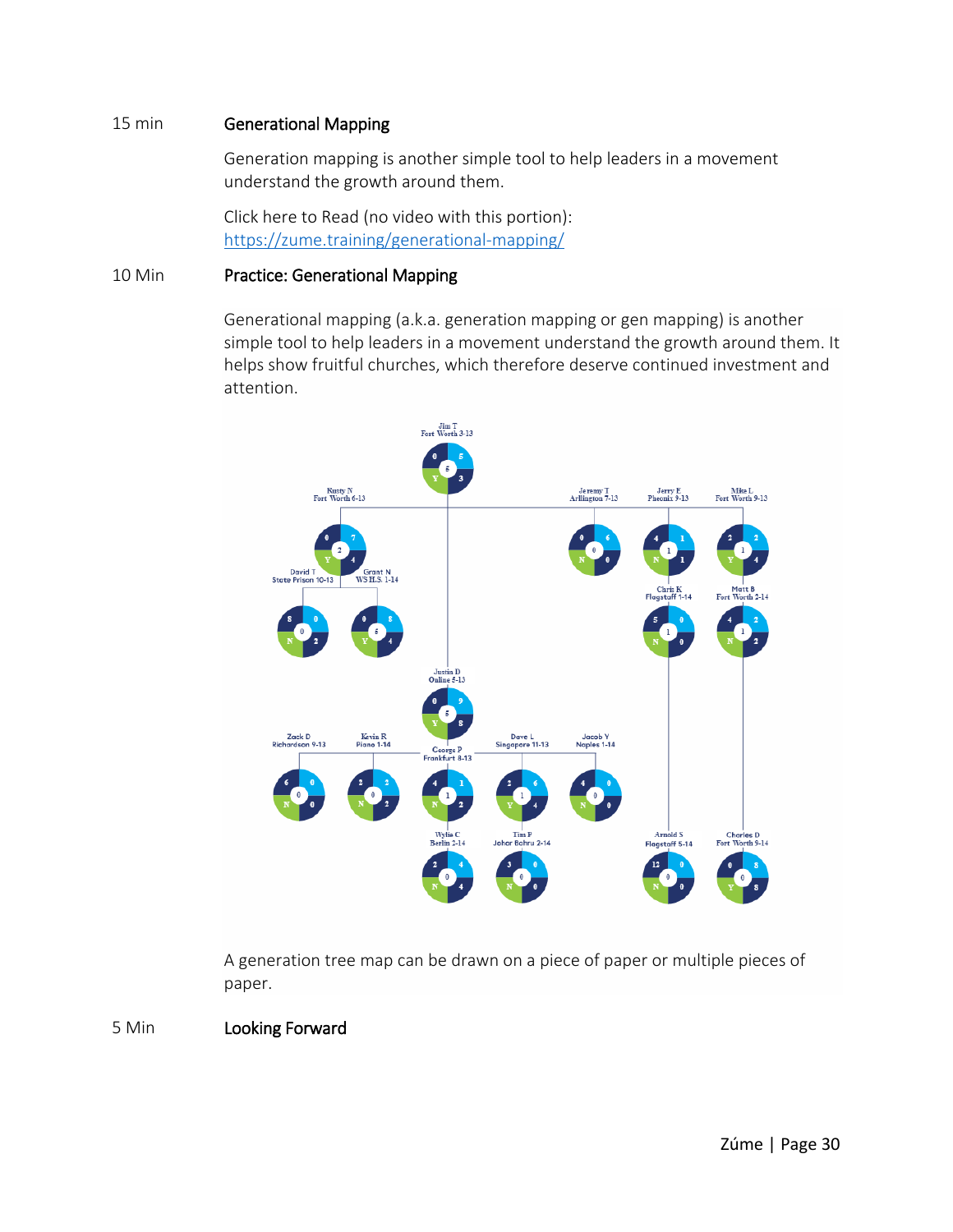15 min **Generational Mapping**

Generation mapping is another simple tool to help leaders in a movement understand the growth around them.

Click here to Read (no video with this portion): https://zume.training/generational-mapping/

10 Min **Practice: Generational Mapping**

Generational mapping (a.k.a. generation mapping or gen mapping) is another simple tool to help leaders in a movement understand the growth around them. It helps show fruitful churches, which therefore deserve continued investment and attention.

Jim T
Fort Worth 3-13

Rusty N
Fort Worth 6-13

Jeremy T
Arlington 7-13

Jerry E
Pheonix 9-13

Mike L
Fort Worth 9-13

David T
State Prison 10-13

Grant N
WSHLS. 1-14

Chris K
Flagstaff 1-14

Matt B
Fort Worth 2-14

Justin D
Online 5-13

Zack D
Richardson 9-13

Kevin R
Plano 1-14

George P
Frankfurt 8-13

Dave L
Singapore 11-13

Jacob Y
Naples 1-14

Wylie C
Berlin 2-14

Tim P
Johor Bahru 2-14

Arnold S
Flagstaff 5-14

Charles D
Fort Worth 9-14

A generation tree map can be drawn on a piece of paper or multiple pieces of paper.

5 Min **Looking Forward**